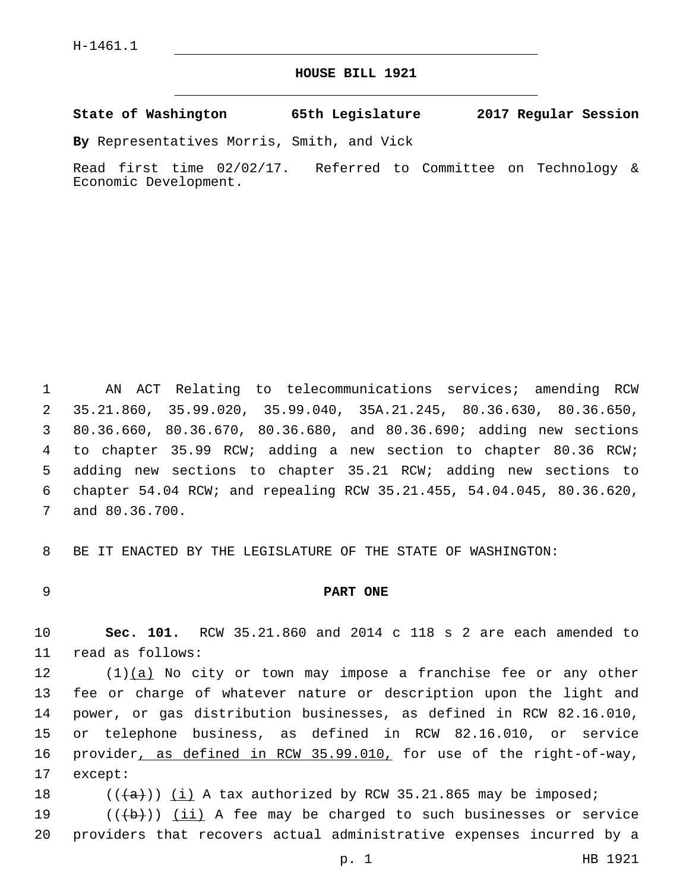H-1461.1

# HOUSE BILL 1921

**State of Washington 65th Legislature 2017 Regular Session**

**By** Representatives Morris, Smith, and Vick

Read first time 02/02/17. Referred to Committee on Technology & Economic Development.

AN ACT Relating to telecommunications services; amending RCW 35.21.860, 35.99.020, 35.99.040, 35A.21.245, 80.36.630, 80.36.650, 80.36.660, 80.36.670, 80.36.680, and 80.36.690; adding new sections to chapter 35.99 RCW; adding a new section to chapter 80.36 RCW; adding new sections to chapter 35.21 RCW; adding new sections to chapter 54.04 RCW; and repealing RCW 35.21.455, 54.04.045, 80.36.620, and 80.36.700.

BE IT ENACTED BY THE LEGISLATURE OF THE STATE OF WASHINGTON:

## PART ONE

**Sec. 101.** RCW 35.21.860 and 2014 c 118 s 2 are each amended to read as follows:

(1)(a) No city or town may impose a franchise fee or any other fee or charge of whatever nature or description upon the light and power, or gas distribution businesses, as defined in RCW 82.16.010, or telephone business, as defined in RCW 82.16.010, or service provider, as defined in RCW 35.99.010, for use of the right-of-way, except:

((~~(a)~~)) (i) A tax authorized by RCW 35.21.865 may be imposed;

((~~(b)~~)) (ii) A fee may be charged to such businesses or service providers that recovers actual administrative expenses incurred by a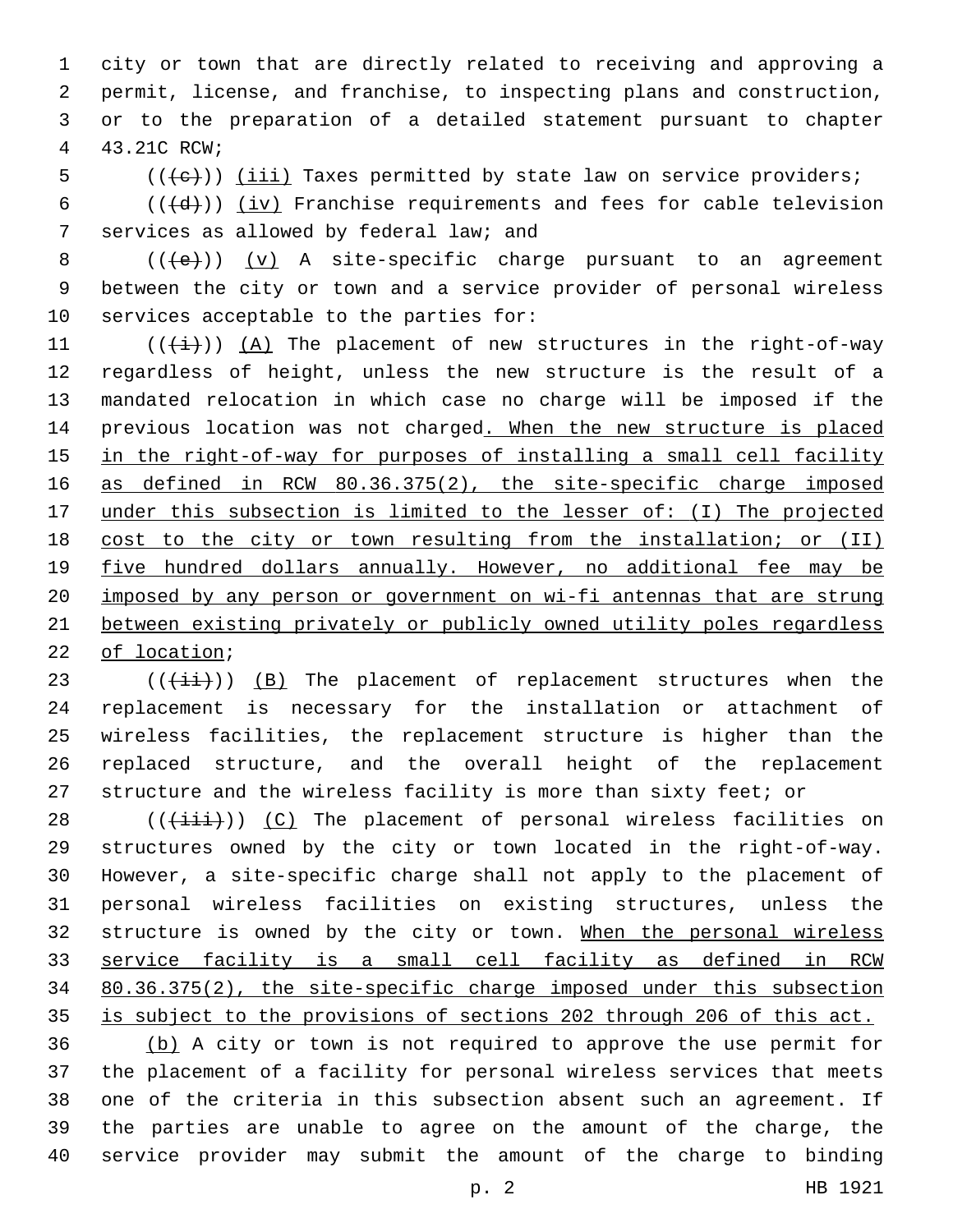city or town that are directly related to receiving and approving a permit, license, and franchise, to inspecting plans and construction, or to the preparation of a detailed statement pursuant to chapter 43.21C RCW;

(((c))) (iii) Taxes permitted by state law on service providers;

(((d))) (iv) Franchise requirements and fees for cable television services as allowed by federal law; and

(((e))) (v) A site-specific charge pursuant to an agreement between the city or town and a service provider of personal wireless services acceptable to the parties for:

(((i))) (A) The placement of new structures in the right-of-way regardless of height, unless the new structure is the result of a mandated relocation in which case no charge will be imposed if the previous location was not charged. When the new structure is placed in the right-of-way for purposes of installing a small cell facility as defined in RCW 80.36.375(2), the site-specific charge imposed under this subsection is limited to the lesser of: (I) The projected cost to the city or town resulting from the installation; or (II) five hundred dollars annually. However, no additional fee may be imposed by any person or government on wi-fi antennas that are strung between existing privately or publicly owned utility poles regardless of location;

(((ii))) (B) The placement of replacement structures when the replacement is necessary for the installation or attachment of wireless facilities, the replacement structure is higher than the replaced structure, and the overall height of the replacement structure and the wireless facility is more than sixty feet; or

(((iii))) (C) The placement of personal wireless facilities on structures owned by the city or town located in the right-of-way. However, a site-specific charge shall not apply to the placement of personal wireless facilities on existing structures, unless the structure is owned by the city or town. When the personal wireless service facility is a small cell facility as defined in RCW 80.36.375(2), the site-specific charge imposed under this subsection is subject to the provisions of sections 202 through 206 of this act.

(b) A city or town is not required to approve the use permit for the placement of a facility for personal wireless services that meets one of the criteria in this subsection absent such an agreement. If the parties are unable to agree on the amount of the charge, the service provider may submit the amount of the charge to binding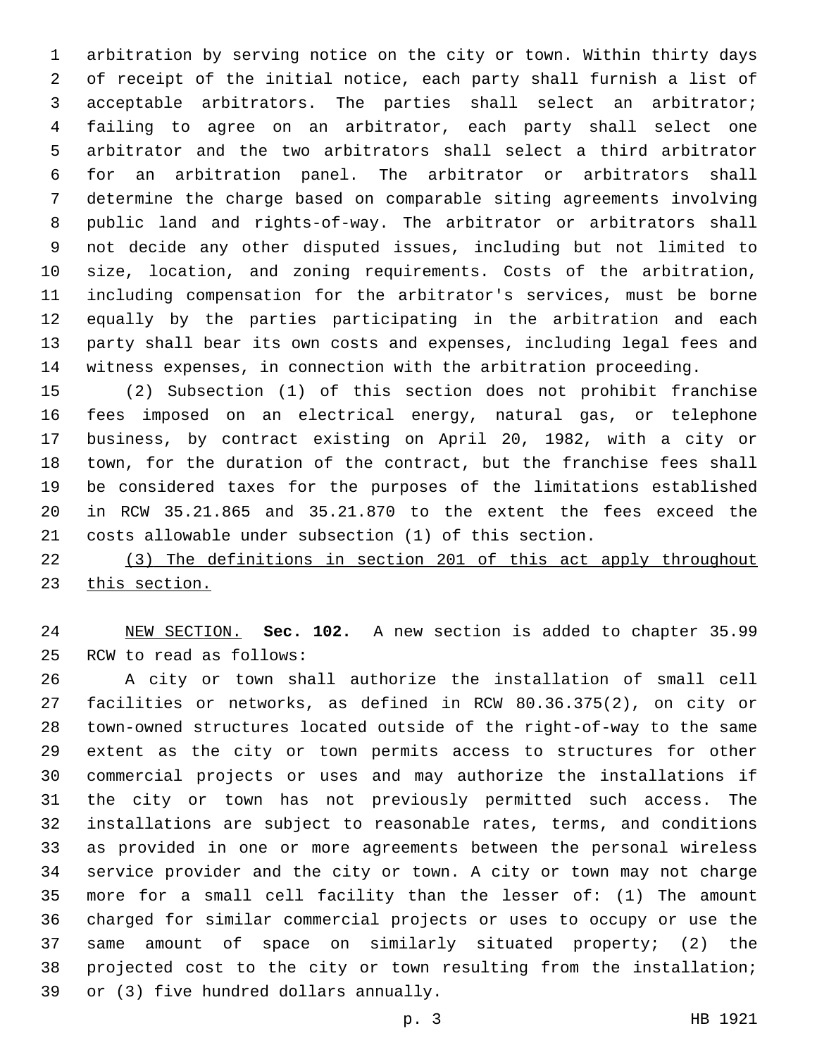arbitration by serving notice on the city or town. Within thirty days of receipt of the initial notice, each party shall furnish a list of acceptable arbitrators. The parties shall select an arbitrator; failing to agree on an arbitrator, each party shall select one arbitrator and the two arbitrators shall select a third arbitrator for an arbitration panel. The arbitrator or arbitrators shall determine the charge based on comparable siting agreements involving public land and rights-of-way. The arbitrator or arbitrators shall not decide any other disputed issues, including but not limited to size, location, and zoning requirements. Costs of the arbitration, including compensation for the arbitrator's services, must be borne equally by the parties participating in the arbitration and each party shall bear its own costs and expenses, including legal fees and witness expenses, in connection with the arbitration proceeding.

(2) Subsection (1) of this section does not prohibit franchise fees imposed on an electrical energy, natural gas, or telephone business, by contract existing on April 20, 1982, with a city or town, for the duration of the contract, but the franchise fees shall be considered taxes for the purposes of the limitations established in RCW 35.21.865 and 35.21.870 to the extent the fees exceed the costs allowable under subsection (1) of this section.

(3) The definitions in section 201 of this act apply throughout this section.

NEW SECTION. **Sec. 102.** A new section is added to chapter 35.99 RCW to read as follows:

A city or town shall authorize the installation of small cell facilities or networks, as defined in RCW 80.36.375(2), on city or town-owned structures located outside of the right-of-way to the same extent as the city or town permits access to structures for other commercial projects or uses and may authorize the installations if the city or town has not previously permitted such access. The installations are subject to reasonable rates, terms, and conditions as provided in one or more agreements between the personal wireless service provider and the city or town. A city or town may not charge more for a small cell facility than the lesser of: (1) The amount charged for similar commercial projects or uses to occupy or use the same amount of space on similarly situated property; (2) the projected cost to the city or town resulting from the installation; or (3) five hundred dollars annually.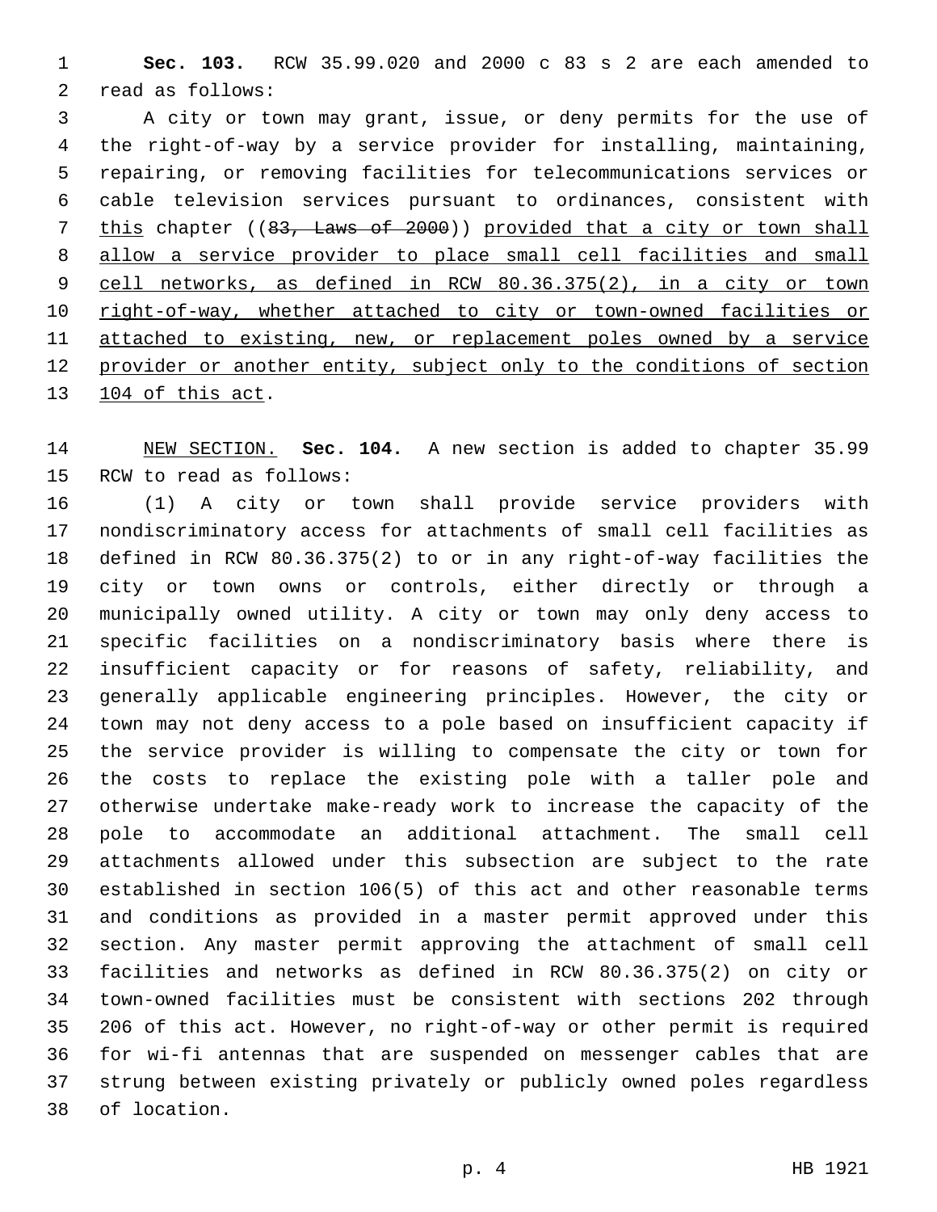**Sec. 103.** RCW 35.99.020 and 2000 c 83 s 2 are each amended to read as follows:

A city or town may grant, issue, or deny permits for the use of the right-of-way by a service provider for installing, maintaining, repairing, or removing facilities for telecommunications services or cable television services pursuant to ordinances, consistent with <u>this</u> chapter ((~~83, Laws of 2000~~)) <u>provided that a city or town shall allow a service provider to place small cell facilities and small cell networks, as defined in RCW 80.36.375(2), in a city or town right-of-way, whether attached to city or town-owned facilities or attached to existing, new, or replacement poles owned by a service provider or another entity, subject only to the conditions of section 104 of this act</u>.

<u>NEW SECTION.</u> **Sec. 104.** A new section is added to chapter 35.99 RCW to read as follows:

(1) A city or town shall provide service providers with nondiscriminatory access for attachments of small cell facilities as defined in RCW 80.36.375(2) to or in any right-of-way facilities the city or town owns or controls, either directly or through a municipally owned utility. A city or town may only deny access to specific facilities on a nondiscriminatory basis where there is insufficient capacity or for reasons of safety, reliability, and generally applicable engineering principles. However, the city or town may not deny access to a pole based on insufficient capacity if the service provider is willing to compensate the city or town for the costs to replace the existing pole with a taller pole and otherwise undertake make-ready work to increase the capacity of the pole to accommodate an additional attachment. The small cell attachments allowed under this subsection are subject to the rate established in section 106(5) of this act and other reasonable terms and conditions as provided in a master permit approved under this section. Any master permit approving the attachment of small cell facilities and networks as defined in RCW 80.36.375(2) on city or town-owned facilities must be consistent with sections 202 through 206 of this act. However, no right-of-way or other permit is required for wi-fi antennas that are suspended on messenger cables that are strung between existing privately or publicly owned poles regardless of location.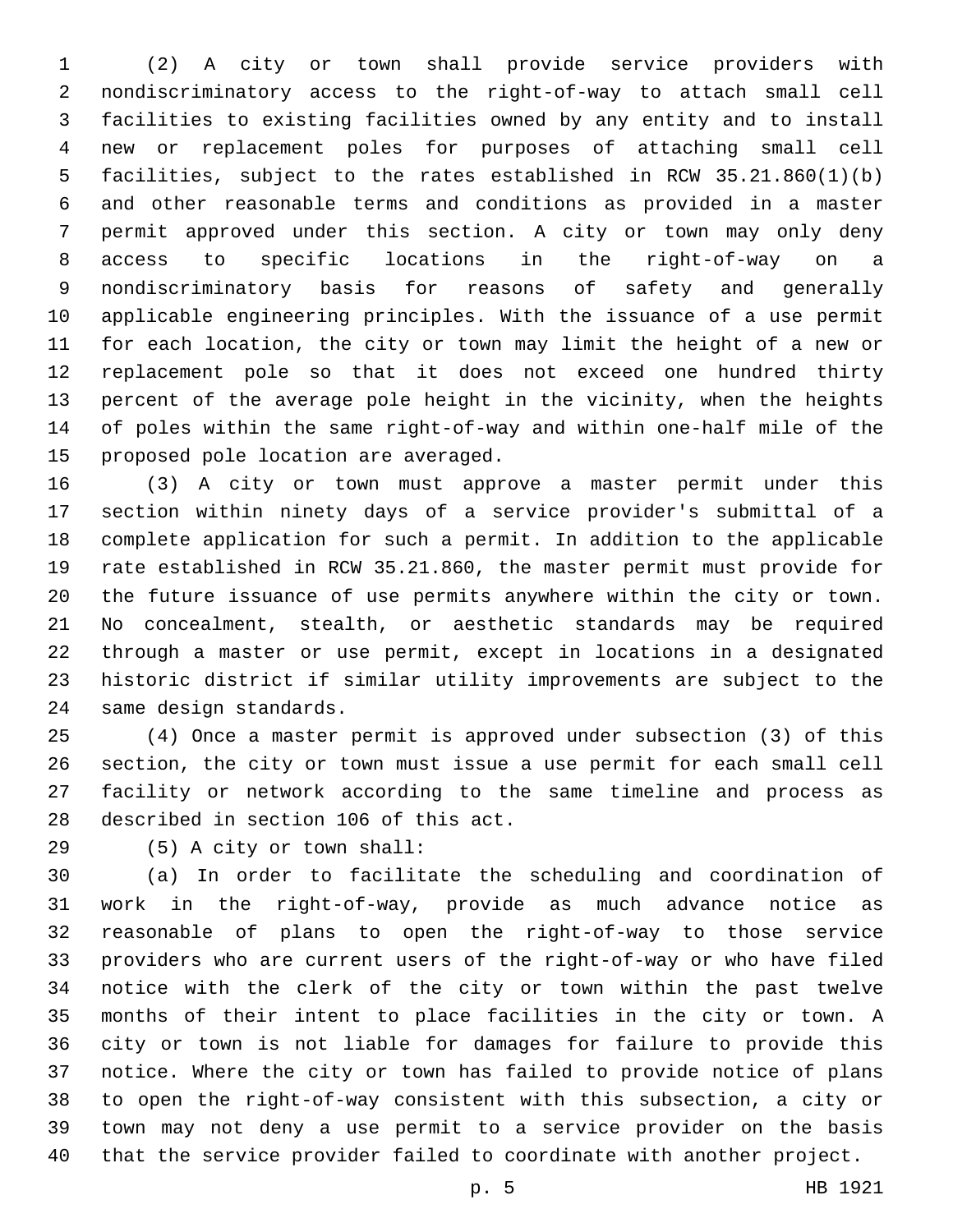(2) A city or town shall provide service providers with nondiscriminatory access to the right-of-way to attach small cell facilities to existing facilities owned by any entity and to install new or replacement poles for purposes of attaching small cell facilities, subject to the rates established in RCW 35.21.860(1)(b) and other reasonable terms and conditions as provided in a master permit approved under this section. A city or town may only deny access to specific locations in the right-of-way on a nondiscriminatory basis for reasons of safety and generally applicable engineering principles. With the issuance of a use permit for each location, the city or town may limit the height of a new or replacement pole so that it does not exceed one hundred thirty percent of the average pole height in the vicinity, when the heights of poles within the same right-of-way and within one-half mile of the proposed pole location are averaged.

(3) A city or town must approve a master permit under this section within ninety days of a service provider's submittal of a complete application for such a permit. In addition to the applicable rate established in RCW 35.21.860, the master permit must provide for the future issuance of use permits anywhere within the city or town. No concealment, stealth, or aesthetic standards may be required through a master or use permit, except in locations in a designated historic district if similar utility improvements are subject to the same design standards.

(4) Once a master permit is approved under subsection (3) of this section, the city or town must issue a use permit for each small cell facility or network according to the same timeline and process as described in section 106 of this act.

(5) A city or town shall:

(a) In order to facilitate the scheduling and coordination of work in the right-of-way, provide as much advance notice as reasonable of plans to open the right-of-way to those service providers who are current users of the right-of-way or who have filed notice with the clerk of the city or town within the past twelve months of their intent to place facilities in the city or town. A city or town is not liable for damages for failure to provide this notice. Where the city or town has failed to provide notice of plans to open the right-of-way consistent with this subsection, a city or town may not deny a use permit to a service provider on the basis that the service provider failed to coordinate with another project.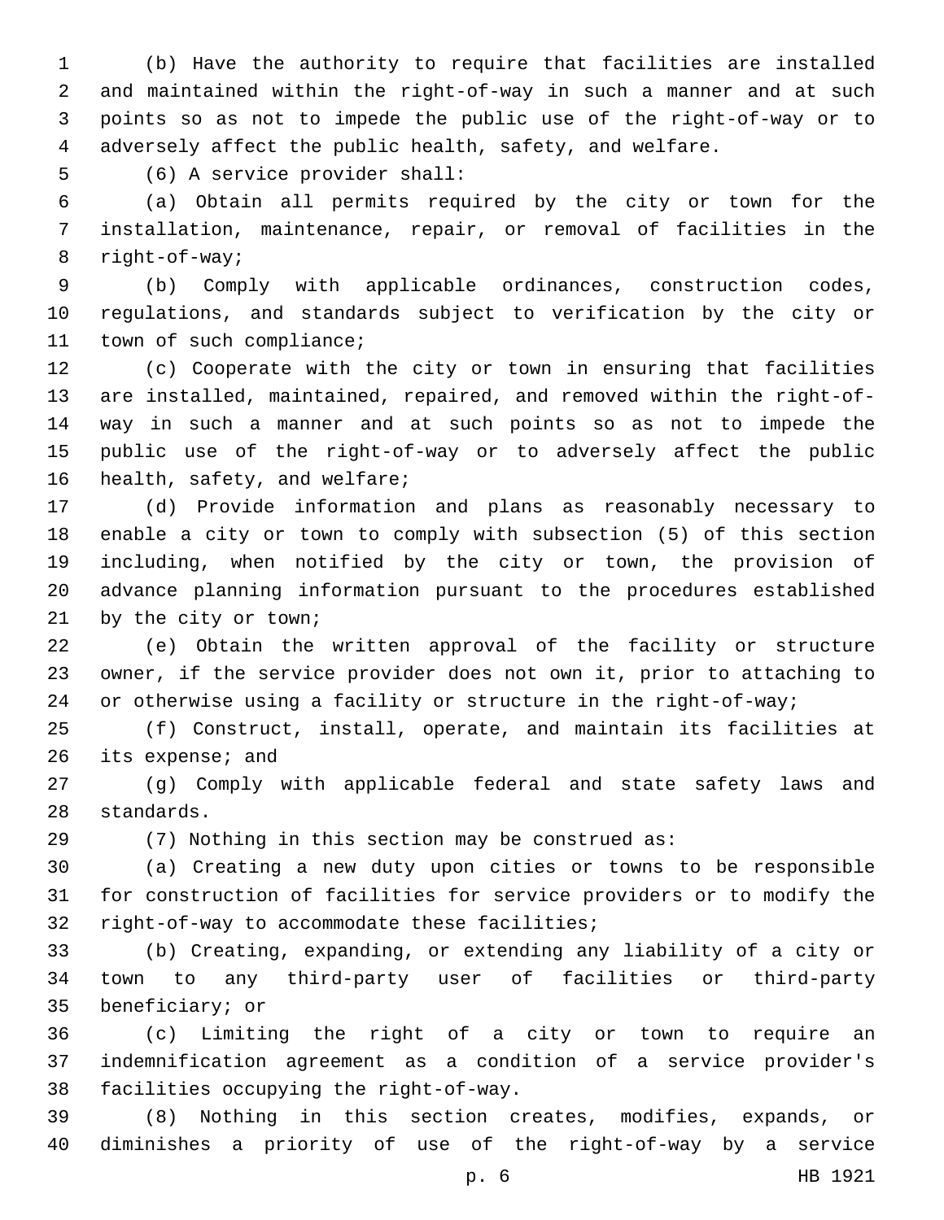(b) Have the authority to require that facilities are installed and maintained within the right-of-way in such a manner and at such points so as not to impede the public use of the right-of-way or to adversely affect the public health, safety, and welfare.

(6) A service provider shall:

(a) Obtain all permits required by the city or town for the installation, maintenance, repair, or removal of facilities in the right-of-way;

(b) Comply with applicable ordinances, construction codes, regulations, and standards subject to verification by the city or town of such compliance;

(c) Cooperate with the city or town in ensuring that facilities are installed, maintained, repaired, and removed within the right-of-way in such a manner and at such points so as not to impede the public use of the right-of-way or to adversely affect the public health, safety, and welfare;

(d) Provide information and plans as reasonably necessary to enable a city or town to comply with subsection (5) of this section including, when notified by the city or town, the provision of advance planning information pursuant to the procedures established by the city or town;

(e) Obtain the written approval of the facility or structure owner, if the service provider does not own it, prior to attaching to or otherwise using a facility or structure in the right-of-way;

(f) Construct, install, operate, and maintain its facilities at its expense; and

(g) Comply with applicable federal and state safety laws and standards.

(7) Nothing in this section may be construed as:

(a) Creating a new duty upon cities or towns to be responsible for construction of facilities for service providers or to modify the right-of-way to accommodate these facilities;

(b) Creating, expanding, or extending any liability of a city or town to any third-party user of facilities or third-party beneficiary; or

(c) Limiting the right of a city or town to require an indemnification agreement as a condition of a service provider's facilities occupying the right-of-way.

(8) Nothing in this section creates, modifies, expands, or diminishes a priority of use of the right-of-way by a service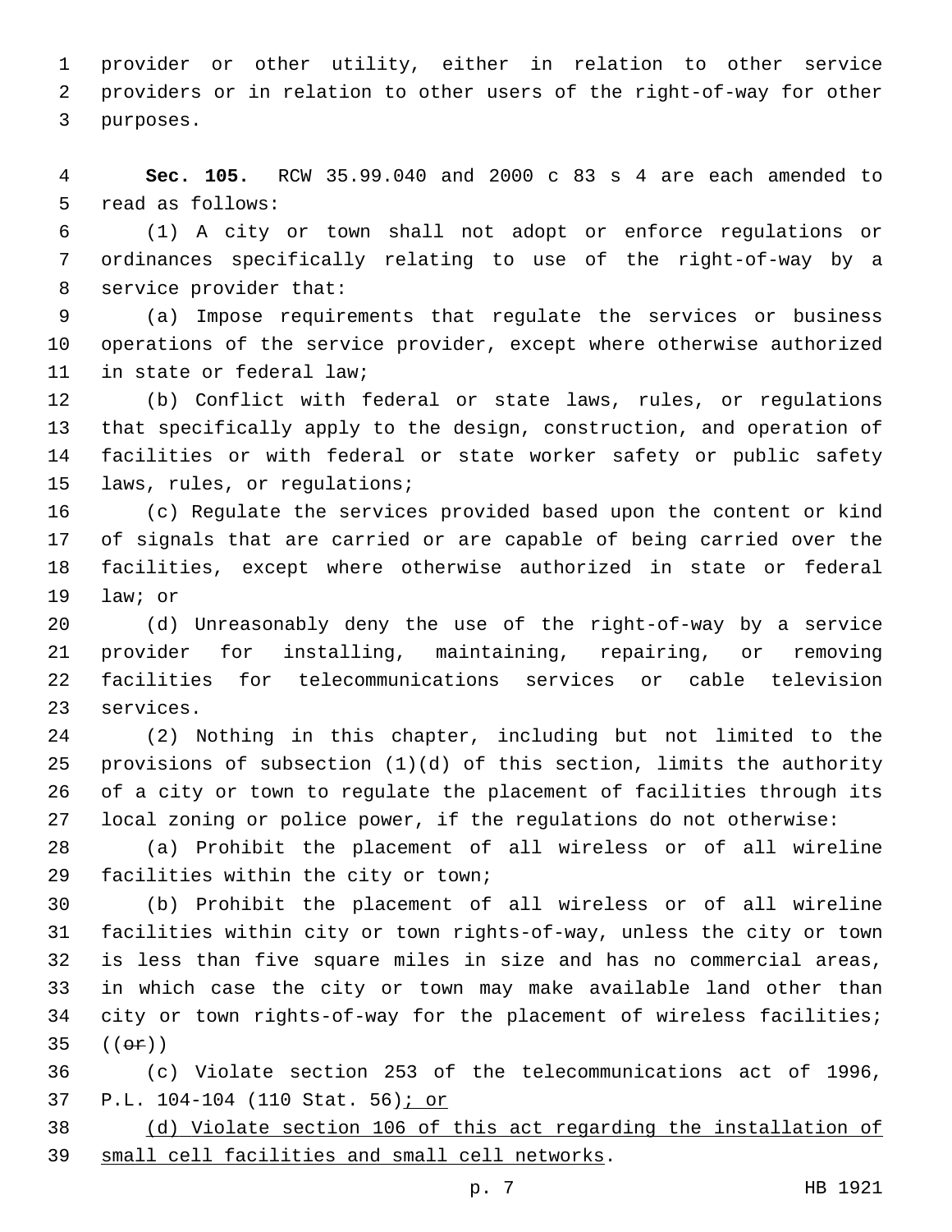provider or other utility, either in relation to other service providers or in relation to other users of the right-of-way for other purposes.

**Sec. 105.** RCW 35.99.040 and 2000 c 83 s 4 are each amended to read as follows:

(1) A city or town shall not adopt or enforce regulations or ordinances specifically relating to use of the right-of-way by a service provider that:

(a) Impose requirements that regulate the services or business operations of the service provider, except where otherwise authorized in state or federal law;

(b) Conflict with federal or state laws, rules, or regulations that specifically apply to the design, construction, and operation of facilities or with federal or state worker safety or public safety laws, rules, or regulations;

(c) Regulate the services provided based upon the content or kind of signals that are carried or are capable of being carried over the facilities, except where otherwise authorized in state or federal law; or

(d) Unreasonably deny the use of the right-of-way by a service provider for installing, maintaining, repairing, or removing facilities for telecommunications services or cable television services.

(2) Nothing in this chapter, including but not limited to the provisions of subsection (1)(d) of this section, limits the authority of a city or town to regulate the placement of facilities through its local zoning or police power, if the regulations do not otherwise:

(a) Prohibit the placement of all wireless or of all wireline facilities within the city or town;

(b) Prohibit the placement of all wireless or of all wireline facilities within city or town rights-of-way, unless the city or town is less than five square miles in size and has no commercial areas, in which case the city or town may make available land other than city or town rights-of-way for the placement of wireless facilities; ((~~or~~))

(c) Violate section 253 of the telecommunications act of 1996, P.L. 104-104 (110 Stat. 56)<u>; or</u>

<u>(d) Violate section 106 of this act regarding the installation of small cell facilities and small cell networks</u>.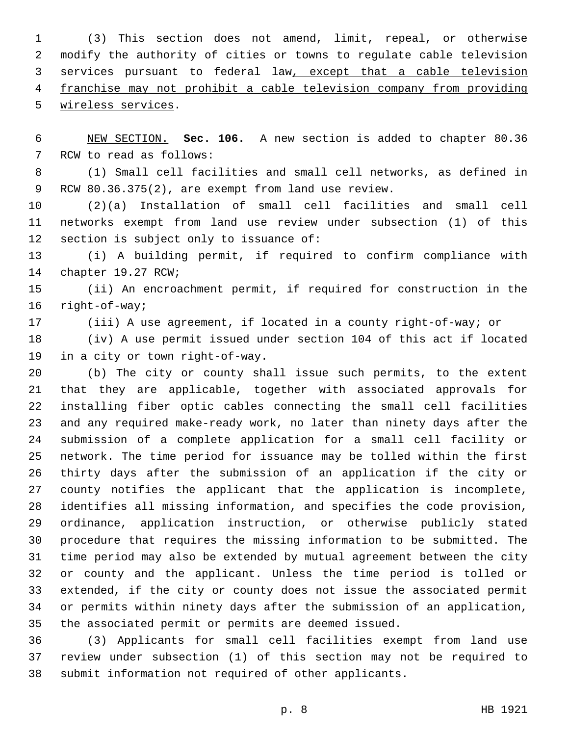(3) This section does not amend, limit, repeal, or otherwise modify the authority of cities or towns to regulate cable television services pursuant to federal law, except that a cable television franchise may not prohibit a cable television company from providing wireless services.

NEW SECTION. **Sec. 106.** A new section is added to chapter 80.36 RCW to read as follows:

(1) Small cell facilities and small cell networks, as defined in RCW 80.36.375(2), are exempt from land use review.

(2)(a) Installation of small cell facilities and small cell networks exempt from land use review under subsection (1) of this section is subject only to issuance of:

(i) A building permit, if required to confirm compliance with chapter 19.27 RCW;

(ii) An encroachment permit, if required for construction in the right-of-way;

(iii) A use agreement, if located in a county right-of-way; or

(iv) A use permit issued under section 104 of this act if located in a city or town right-of-way.

(b) The city or county shall issue such permits, to the extent that they are applicable, together with associated approvals for installing fiber optic cables connecting the small cell facilities and any required make-ready work, no later than ninety days after the submission of a complete application for a small cell facility or network. The time period for issuance may be tolled within the first thirty days after the submission of an application if the city or county notifies the applicant that the application is incomplete, identifies all missing information, and specifies the code provision, ordinance, application instruction, or otherwise publicly stated procedure that requires the missing information to be submitted. The time period may also be extended by mutual agreement between the city or county and the applicant. Unless the time period is tolled or extended, if the city or county does not issue the associated permit or permits within ninety days after the submission of an application, the associated permit or permits are deemed issued.

(3) Applicants for small cell facilities exempt from land use review under subsection (1) of this section may not be required to submit information not required of other applicants.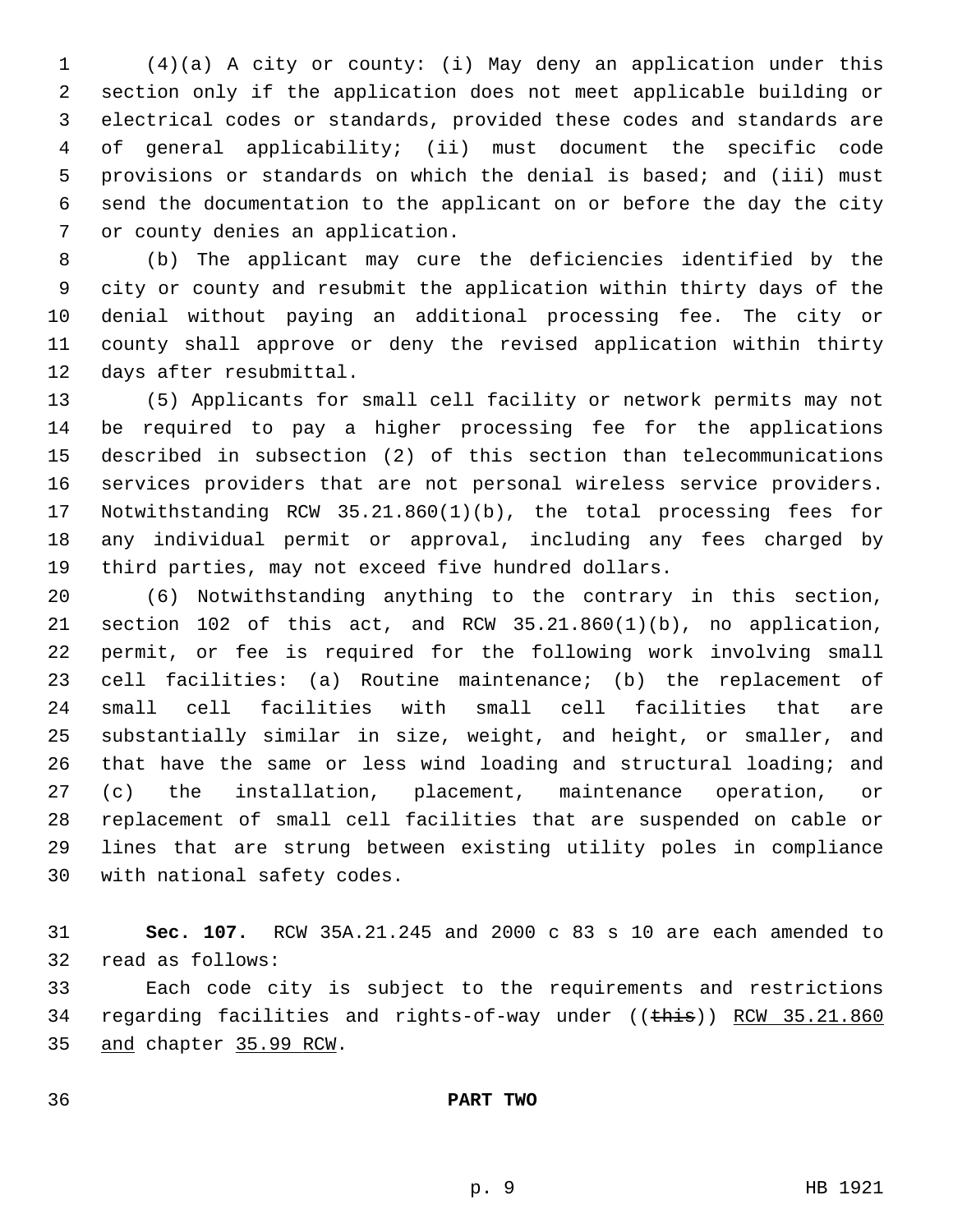(4)(a) A city or county: (i) May deny an application under this section only if the application does not meet applicable building or electrical codes or standards, provided these codes and standards are of general applicability; (ii) must document the specific code provisions or standards on which the denial is based; and (iii) must send the documentation to the applicant on or before the day the city or county denies an application.

(b) The applicant may cure the deficiencies identified by the city or county and resubmit the application within thirty days of the denial without paying an additional processing fee. The city or county shall approve or deny the revised application within thirty days after resubmittal.

(5) Applicants for small cell facility or network permits may not be required to pay a higher processing fee for the applications described in subsection (2) of this section than telecommunications services providers that are not personal wireless service providers. Notwithstanding RCW 35.21.860(1)(b), the total processing fees for any individual permit or approval, including any fees charged by third parties, may not exceed five hundred dollars.

(6) Notwithstanding anything to the contrary in this section, section 102 of this act, and RCW 35.21.860(1)(b), no application, permit, or fee is required for the following work involving small cell facilities: (a) Routine maintenance; (b) the replacement of small cell facilities with small cell facilities that are substantially similar in size, weight, and height, or smaller, and that have the same or less wind loading and structural loading; and (c) the installation, placement, maintenance operation, or replacement of small cell facilities that are suspended on cable or lines that are strung between existing utility poles in compliance with national safety codes.

**Sec. 107.** RCW 35A.21.245 and 2000 c 83 s 10 are each amended to read as follows:

Each code city is subject to the requirements and restrictions regarding facilities and rights-of-way under ((~~this~~)) <u>RCW 35.21.860 and</u> chapter <u>35.99 RCW</u>.

**PART TWO**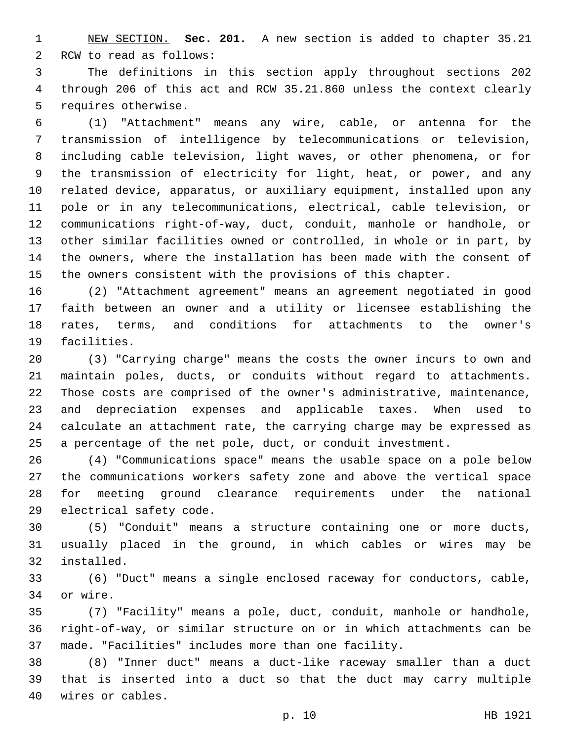NEW SECTION. **Sec. 201.** A new section is added to chapter 35.21 RCW to read as follows:

The definitions in this section apply throughout sections 202 through 206 of this act and RCW 35.21.860 unless the context clearly requires otherwise.

(1) "Attachment" means any wire, cable, or antenna for the transmission of intelligence by telecommunications or television, including cable television, light waves, or other phenomena, or for the transmission of electricity for light, heat, or power, and any related device, apparatus, or auxiliary equipment, installed upon any pole or in any telecommunications, electrical, cable television, or communications right-of-way, duct, conduit, manhole or handhole, or other similar facilities owned or controlled, in whole or in part, by the owners, where the installation has been made with the consent of the owners consistent with the provisions of this chapter.

(2) "Attachment agreement" means an agreement negotiated in good faith between an owner and a utility or licensee establishing the rates, terms, and conditions for attachments to the owner's facilities.

(3) "Carrying charge" means the costs the owner incurs to own and maintain poles, ducts, or conduits without regard to attachments. Those costs are comprised of the owner's administrative, maintenance, and depreciation expenses and applicable taxes. When used to calculate an attachment rate, the carrying charge may be expressed as a percentage of the net pole, duct, or conduit investment.

(4) "Communications space" means the usable space on a pole below the communications workers safety zone and above the vertical space for meeting ground clearance requirements under the national electrical safety code.

(5) "Conduit" means a structure containing one or more ducts, usually placed in the ground, in which cables or wires may be installed.

(6) "Duct" means a single enclosed raceway for conductors, cable, or wire.

(7) "Facility" means a pole, duct, conduit, manhole or handhole, right-of-way, or similar structure on or in which attachments can be made. "Facilities" includes more than one facility.

(8) "Inner duct" means a duct-like raceway smaller than a duct that is inserted into a duct so that the duct may carry multiple wires or cables.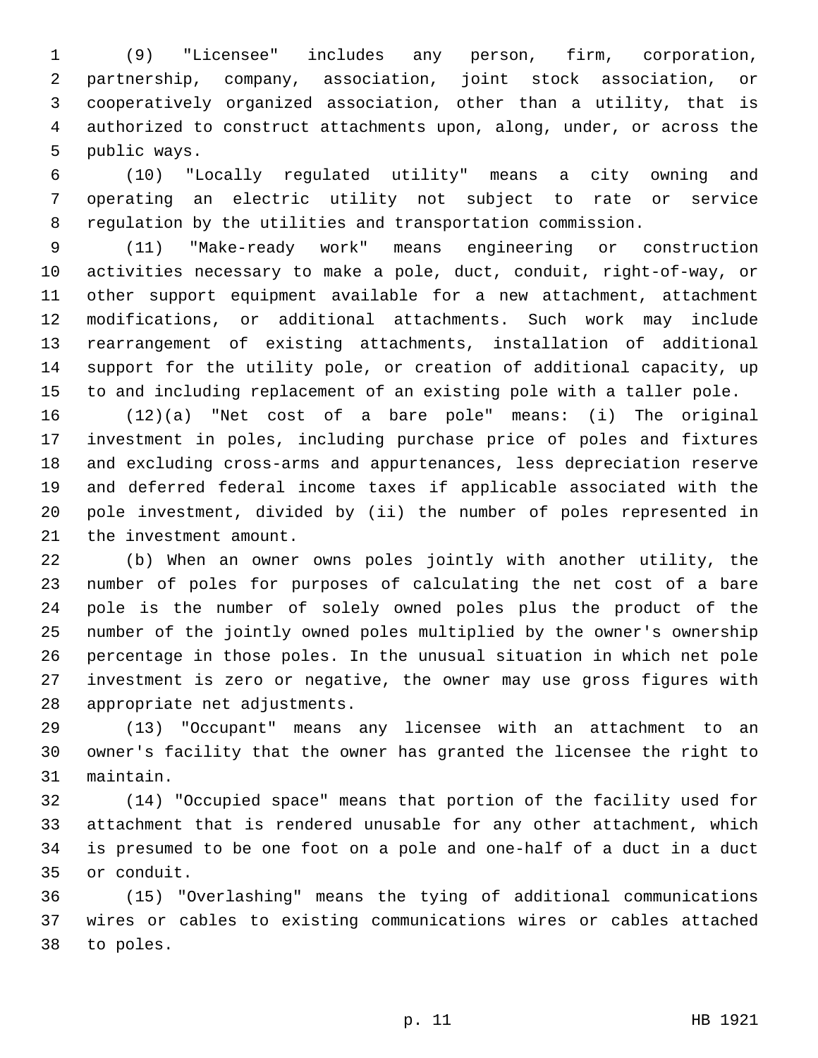(9) "Licensee" includes any person, firm, corporation, partnership, company, association, joint stock association, or cooperatively organized association, other than a utility, that is authorized to construct attachments upon, along, under, or across the public ways.

(10) "Locally regulated utility" means a city owning and operating an electric utility not subject to rate or service regulation by the utilities and transportation commission.

(11) "Make-ready work" means engineering or construction activities necessary to make a pole, duct, conduit, right-of-way, or other support equipment available for a new attachment, attachment modifications, or additional attachments. Such work may include rearrangement of existing attachments, installation of additional support for the utility pole, or creation of additional capacity, up to and including replacement of an existing pole with a taller pole.

(12)(a) "Net cost of a bare pole" means: (i) The original investment in poles, including purchase price of poles and fixtures and excluding cross-arms and appurtenances, less depreciation reserve and deferred federal income taxes if applicable associated with the pole investment, divided by (ii) the number of poles represented in the investment amount.

(b) When an owner owns poles jointly with another utility, the number of poles for purposes of calculating the net cost of a bare pole is the number of solely owned poles plus the product of the number of the jointly owned poles multiplied by the owner's ownership percentage in those poles. In the unusual situation in which net pole investment is zero or negative, the owner may use gross figures with appropriate net adjustments.

(13) "Occupant" means any licensee with an attachment to an owner's facility that the owner has granted the licensee the right to maintain.

(14) "Occupied space" means that portion of the facility used for attachment that is rendered unusable for any other attachment, which is presumed to be one foot on a pole and one-half of a duct in a duct or conduit.

(15) "Overlashing" means the tying of additional communications wires or cables to existing communications wires or cables attached to poles.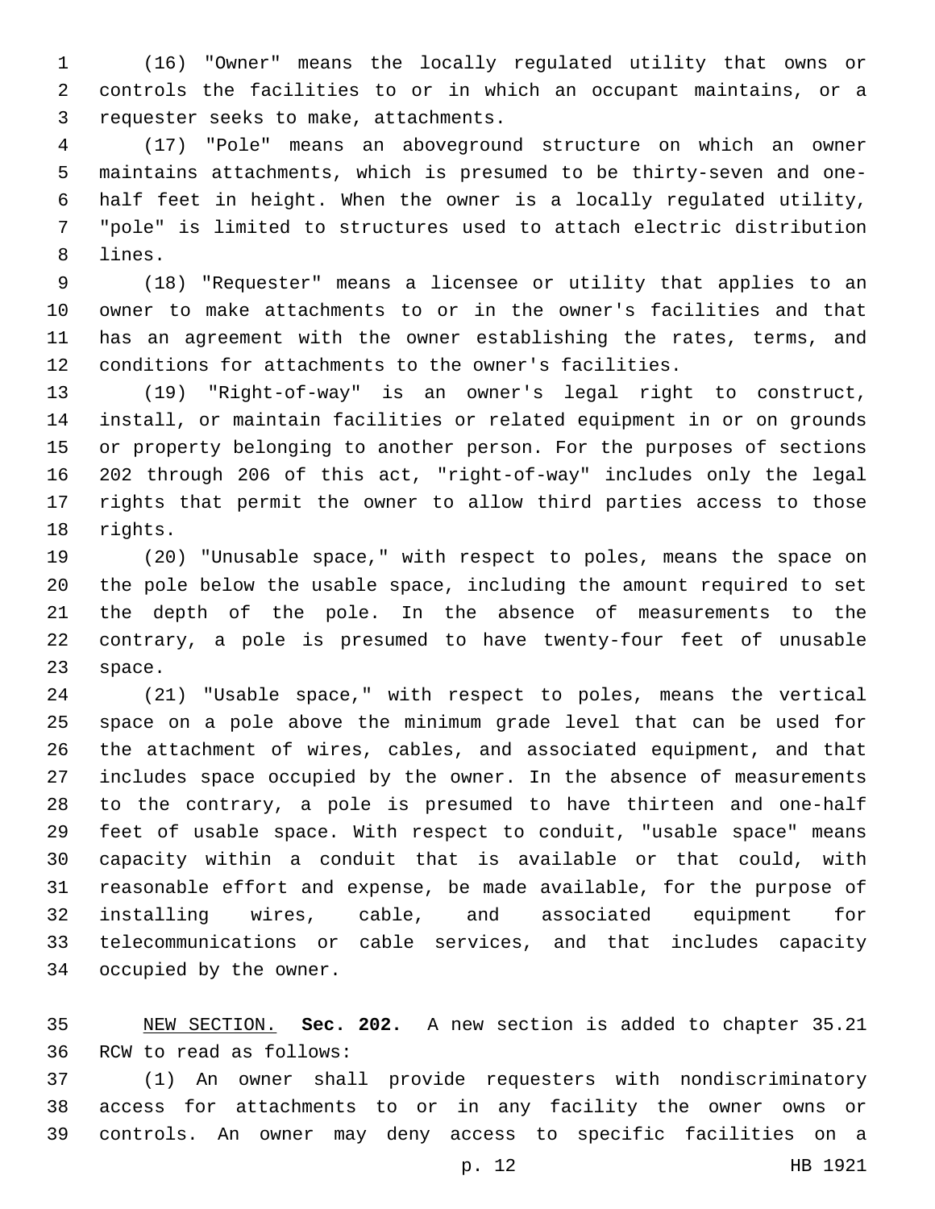(16) "Owner" means the locally regulated utility that owns or controls the facilities to or in which an occupant maintains, or a requester seeks to make, attachments.

(17) "Pole" means an aboveground structure on which an owner maintains attachments, which is presumed to be thirty-seven and one-half feet in height. When the owner is a locally regulated utility, "pole" is limited to structures used to attach electric distribution lines.

(18) "Requester" means a licensee or utility that applies to an owner to make attachments to or in the owner's facilities and that has an agreement with the owner establishing the rates, terms, and conditions for attachments to the owner's facilities.

(19) "Right-of-way" is an owner's legal right to construct, install, or maintain facilities or related equipment in or on grounds or property belonging to another person. For the purposes of sections 202 through 206 of this act, "right-of-way" includes only the legal rights that permit the owner to allow third parties access to those rights.

(20) "Unusable space," with respect to poles, means the space on the pole below the usable space, including the amount required to set the depth of the pole. In the absence of measurements to the contrary, a pole is presumed to have twenty-four feet of unusable space.

(21) "Usable space," with respect to poles, means the vertical space on a pole above the minimum grade level that can be used for the attachment of wires, cables, and associated equipment, and that includes space occupied by the owner. In the absence of measurements to the contrary, a pole is presumed to have thirteen and one-half feet of usable space. With respect to conduit, "usable space" means capacity within a conduit that is available or that could, with reasonable effort and expense, be made available, for the purpose of installing wires, cable, and associated equipment for telecommunications or cable services, and that includes capacity occupied by the owner.

NEW SECTION. **Sec. 202.** A new section is added to chapter 35.21 RCW to read as follows:

(1) An owner shall provide requesters with nondiscriminatory access for attachments to or in any facility the owner owns or controls. An owner may deny access to specific facilities on a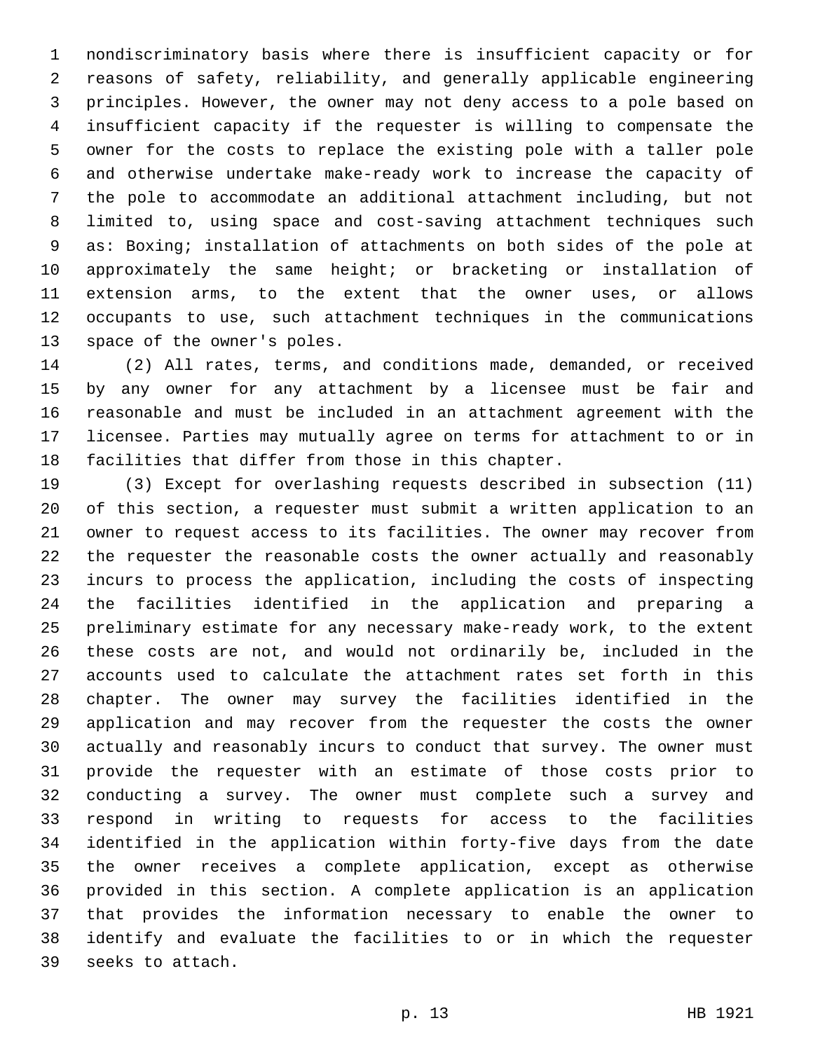nondiscriminatory basis where there is insufficient capacity or for reasons of safety, reliability, and generally applicable engineering principles. However, the owner may not deny access to a pole based on insufficient capacity if the requester is willing to compensate the owner for the costs to replace the existing pole with a taller pole and otherwise undertake make-ready work to increase the capacity of the pole to accommodate an additional attachment including, but not limited to, using space and cost-saving attachment techniques such as: Boxing; installation of attachments on both sides of the pole at approximately the same height; or bracketing or installation of extension arms, to the extent that the owner uses, or allows occupants to use, such attachment techniques in the communications space of the owner's poles.

(2) All rates, terms, and conditions made, demanded, or received by any owner for any attachment by a licensee must be fair and reasonable and must be included in an attachment agreement with the licensee. Parties may mutually agree on terms for attachment to or in facilities that differ from those in this chapter.

(3) Except for overlashing requests described in subsection (11) of this section, a requester must submit a written application to an owner to request access to its facilities. The owner may recover from the requester the reasonable costs the owner actually and reasonably incurs to process the application, including the costs of inspecting the facilities identified in the application and preparing a preliminary estimate for any necessary make-ready work, to the extent these costs are not, and would not ordinarily be, included in the accounts used to calculate the attachment rates set forth in this chapter. The owner may survey the facilities identified in the application and may recover from the requester the costs the owner actually and reasonably incurs to conduct that survey. The owner must provide the requester with an estimate of those costs prior to conducting a survey. The owner must complete such a survey and respond in writing to requests for access to the facilities identified in the application within forty-five days from the date the owner receives a complete application, except as otherwise provided in this section. A complete application is an application that provides the information necessary to enable the owner to identify and evaluate the facilities to or in which the requester seeks to attach.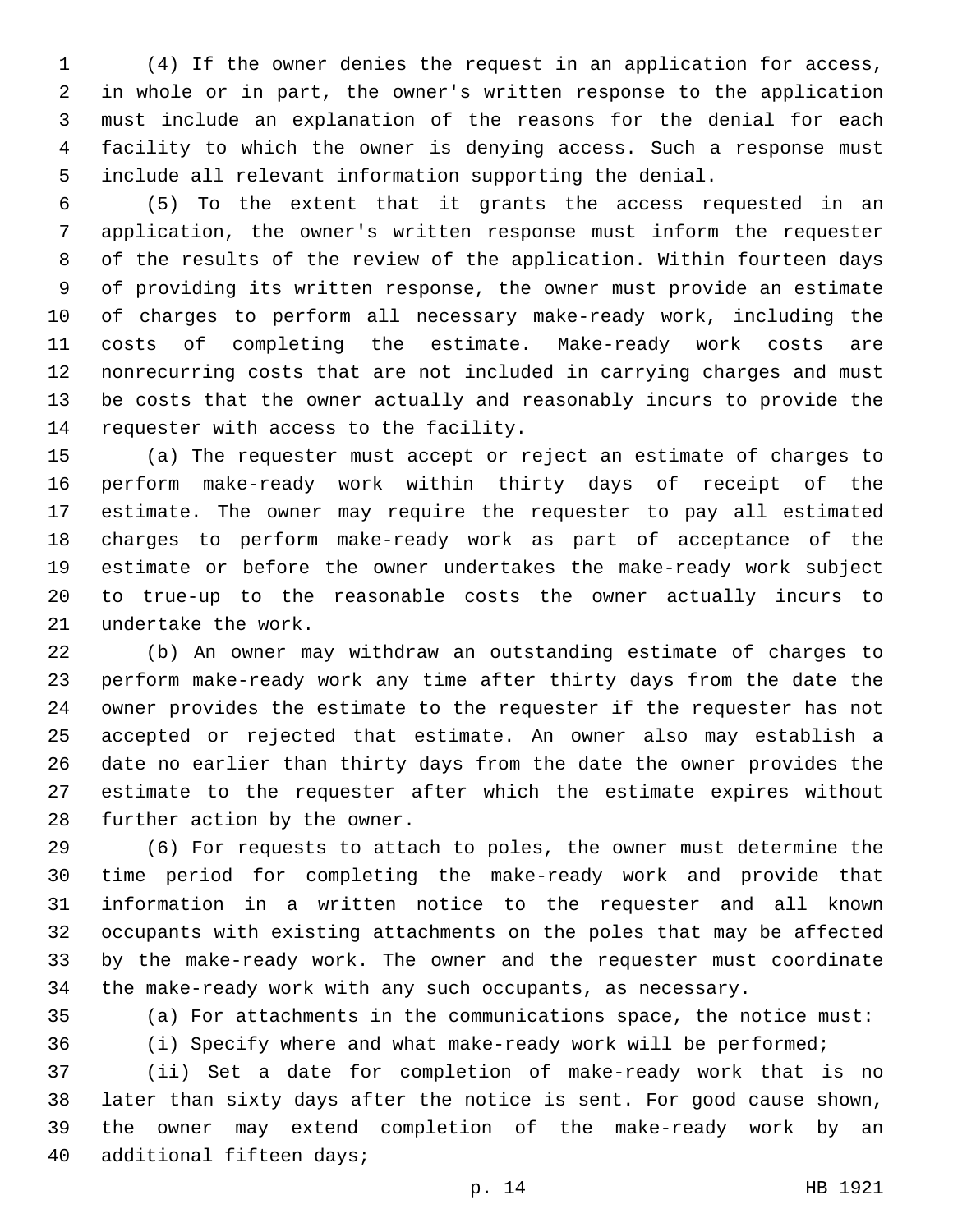(4) If the owner denies the request in an application for access, in whole or in part, the owner's written response to the application must include an explanation of the reasons for the denial for each facility to which the owner is denying access. Such a response must include all relevant information supporting the denial.

(5) To the extent that it grants the access requested in an application, the owner's written response must inform the requester of the results of the review of the application. Within fourteen days of providing its written response, the owner must provide an estimate of charges to perform all necessary make-ready work, including the costs of completing the estimate. Make-ready work costs are nonrecurring costs that are not included in carrying charges and must be costs that the owner actually and reasonably incurs to provide the requester with access to the facility.

(a) The requester must accept or reject an estimate of charges to perform make-ready work within thirty days of receipt of the estimate. The owner may require the requester to pay all estimated charges to perform make-ready work as part of acceptance of the estimate or before the owner undertakes the make-ready work subject to true-up to the reasonable costs the owner actually incurs to undertake the work.

(b) An owner may withdraw an outstanding estimate of charges to perform make-ready work any time after thirty days from the date the owner provides the estimate to the requester if the requester has not accepted or rejected that estimate. An owner also may establish a date no earlier than thirty days from the date the owner provides the estimate to the requester after which the estimate expires without further action by the owner.

(6) For requests to attach to poles, the owner must determine the time period for completing the make-ready work and provide that information in a written notice to the requester and all known occupants with existing attachments on the poles that may be affected by the make-ready work. The owner and the requester must coordinate the make-ready work with any such occupants, as necessary.

(a) For attachments in the communications space, the notice must:

(i) Specify where and what make-ready work will be performed;

(ii) Set a date for completion of make-ready work that is no later than sixty days after the notice is sent. For good cause shown, the owner may extend completion of the make-ready work by an additional fifteen days;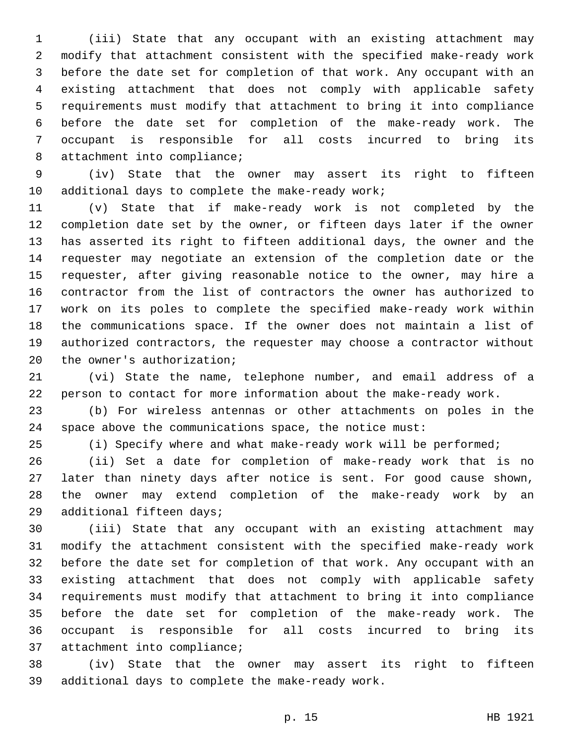(iii) State that any occupant with an existing attachment may modify that attachment consistent with the specified make-ready work before the date set for completion of that work. Any occupant with an existing attachment that does not comply with applicable safety requirements must modify that attachment to bring it into compliance before the date set for completion of the make-ready work. The occupant is responsible for all costs incurred to bring its attachment into compliance;

(iv) State that the owner may assert its right to fifteen additional days to complete the make-ready work;

(v) State that if make-ready work is not completed by the completion date set by the owner, or fifteen days later if the owner has asserted its right to fifteen additional days, the owner and the requester may negotiate an extension of the completion date or the requester, after giving reasonable notice to the owner, may hire a contractor from the list of contractors the owner has authorized to work on its poles to complete the specified make-ready work within the communications space. If the owner does not maintain a list of authorized contractors, the requester may choose a contractor without the owner's authorization;

(vi) State the name, telephone number, and email address of a person to contact for more information about the make-ready work.

(b) For wireless antennas or other attachments on poles in the space above the communications space, the notice must:

(i) Specify where and what make-ready work will be performed;

(ii) Set a date for completion of make-ready work that is no later than ninety days after notice is sent. For good cause shown, the owner may extend completion of the make-ready work by an additional fifteen days;

(iii) State that any occupant with an existing attachment may modify the attachment consistent with the specified make-ready work before the date set for completion of that work. Any occupant with an existing attachment that does not comply with applicable safety requirements must modify that attachment to bring it into compliance before the date set for completion of the make-ready work. The occupant is responsible for all costs incurred to bring its attachment into compliance;

(iv) State that the owner may assert its right to fifteen additional days to complete the make-ready work.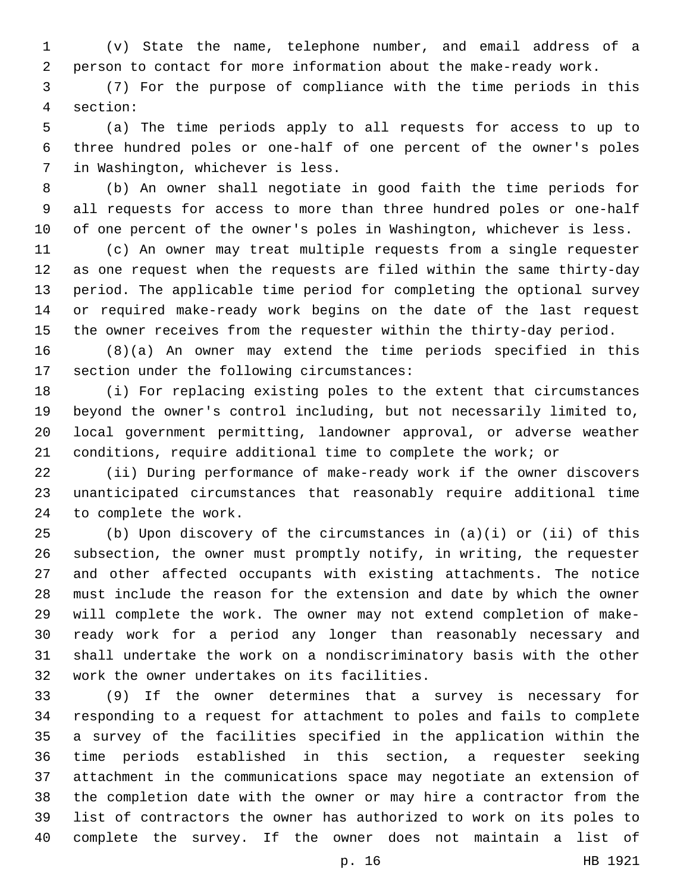(v) State the name, telephone number, and email address of a person to contact for more information about the make-ready work.

(7) For the purpose of compliance with the time periods in this section:

(a) The time periods apply to all requests for access to up to three hundred poles or one-half of one percent of the owner's poles in Washington, whichever is less.

(b) An owner shall negotiate in good faith the time periods for all requests for access to more than three hundred poles or one-half of one percent of the owner's poles in Washington, whichever is less.

(c) An owner may treat multiple requests from a single requester as one request when the requests are filed within the same thirty-day period. The applicable time period for completing the optional survey or required make-ready work begins on the date of the last request the owner receives from the requester within the thirty-day period.

(8)(a) An owner may extend the time periods specified in this section under the following circumstances:

(i) For replacing existing poles to the extent that circumstances beyond the owner's control including, but not necessarily limited to, local government permitting, landowner approval, or adverse weather conditions, require additional time to complete the work; or

(ii) During performance of make-ready work if the owner discovers unanticipated circumstances that reasonably require additional time to complete the work.

(b) Upon discovery of the circumstances in (a)(i) or (ii) of this subsection, the owner must promptly notify, in writing, the requester and other affected occupants with existing attachments. The notice must include the reason for the extension and date by which the owner will complete the work. The owner may not extend completion of make-ready work for a period any longer than reasonably necessary and shall undertake the work on a nondiscriminatory basis with the other work the owner undertakes on its facilities.

(9) If the owner determines that a survey is necessary for responding to a request for attachment to poles and fails to complete a survey of the facilities specified in the application within the time periods established in this section, a requester seeking attachment in the communications space may negotiate an extension of the completion date with the owner or may hire a contractor from the list of contractors the owner has authorized to work on its poles to complete the survey. If the owner does not maintain a list of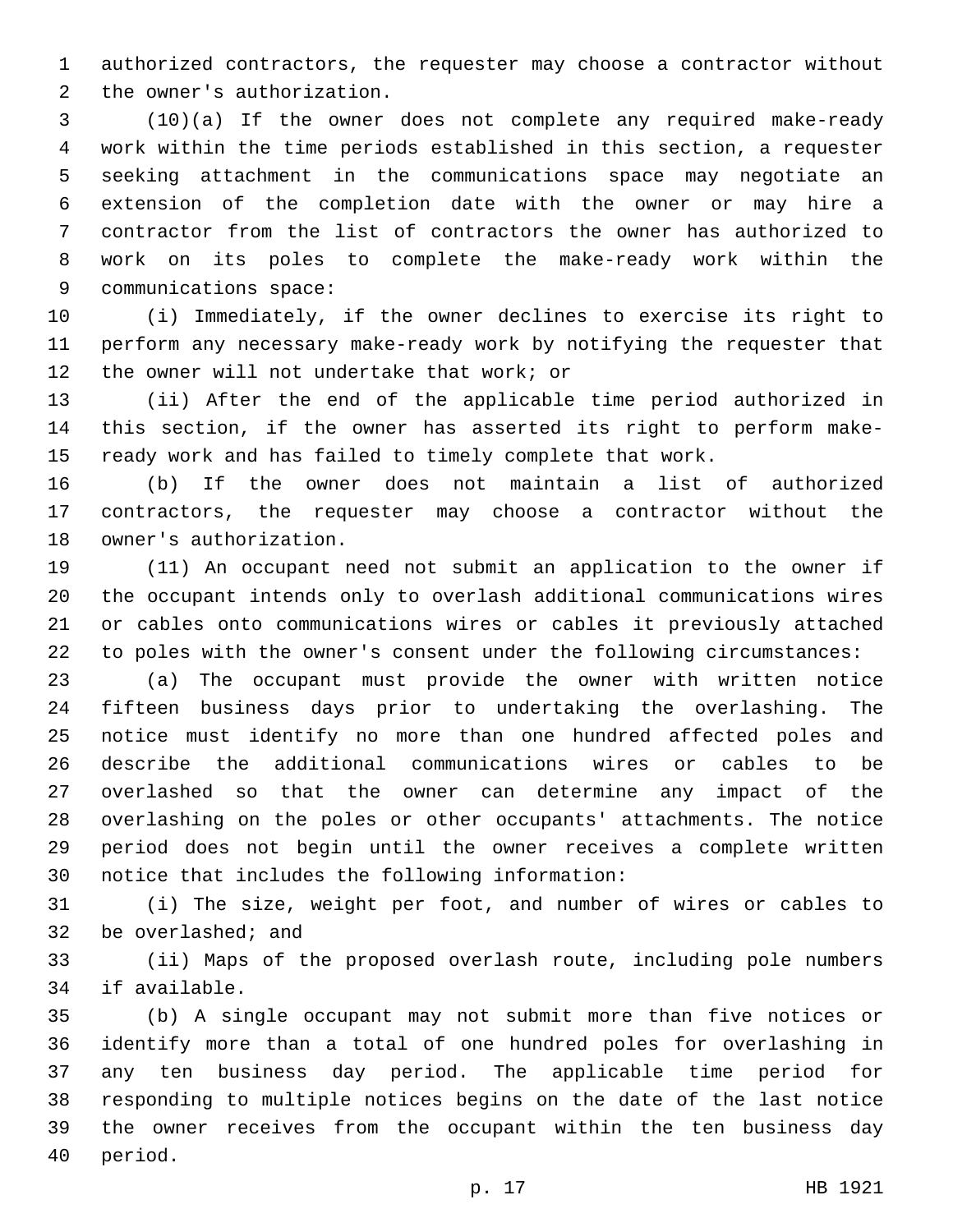authorized contractors, the requester may choose a contractor without the owner's authorization.

(10)(a) If the owner does not complete any required make-ready work within the time periods established in this section, a requester seeking attachment in the communications space may negotiate an extension of the completion date with the owner or may hire a contractor from the list of contractors the owner has authorized to work on its poles to complete the make-ready work within the communications space:

(i) Immediately, if the owner declines to exercise its right to perform any necessary make-ready work by notifying the requester that the owner will not undertake that work; or

(ii) After the end of the applicable time period authorized in this section, if the owner has asserted its right to perform make-ready work and has failed to timely complete that work.

(b) If the owner does not maintain a list of authorized contractors, the requester may choose a contractor without the owner's authorization.

(11) An occupant need not submit an application to the owner if the occupant intends only to overlash additional communications wires or cables onto communications wires or cables it previously attached to poles with the owner's consent under the following circumstances:

(a) The occupant must provide the owner with written notice fifteen business days prior to undertaking the overlashing. The notice must identify no more than one hundred affected poles and describe the additional communications wires or cables to be overlashed so that the owner can determine any impact of the overlashing on the poles or other occupants' attachments. The notice period does not begin until the owner receives a complete written notice that includes the following information:

(i) The size, weight per foot, and number of wires or cables to be overlashed; and

(ii) Maps of the proposed overlash route, including pole numbers if available.

(b) A single occupant may not submit more than five notices or identify more than a total of one hundred poles for overlashing in any ten business day period. The applicable time period for responding to multiple notices begins on the date of the last notice the owner receives from the occupant within the ten business day period.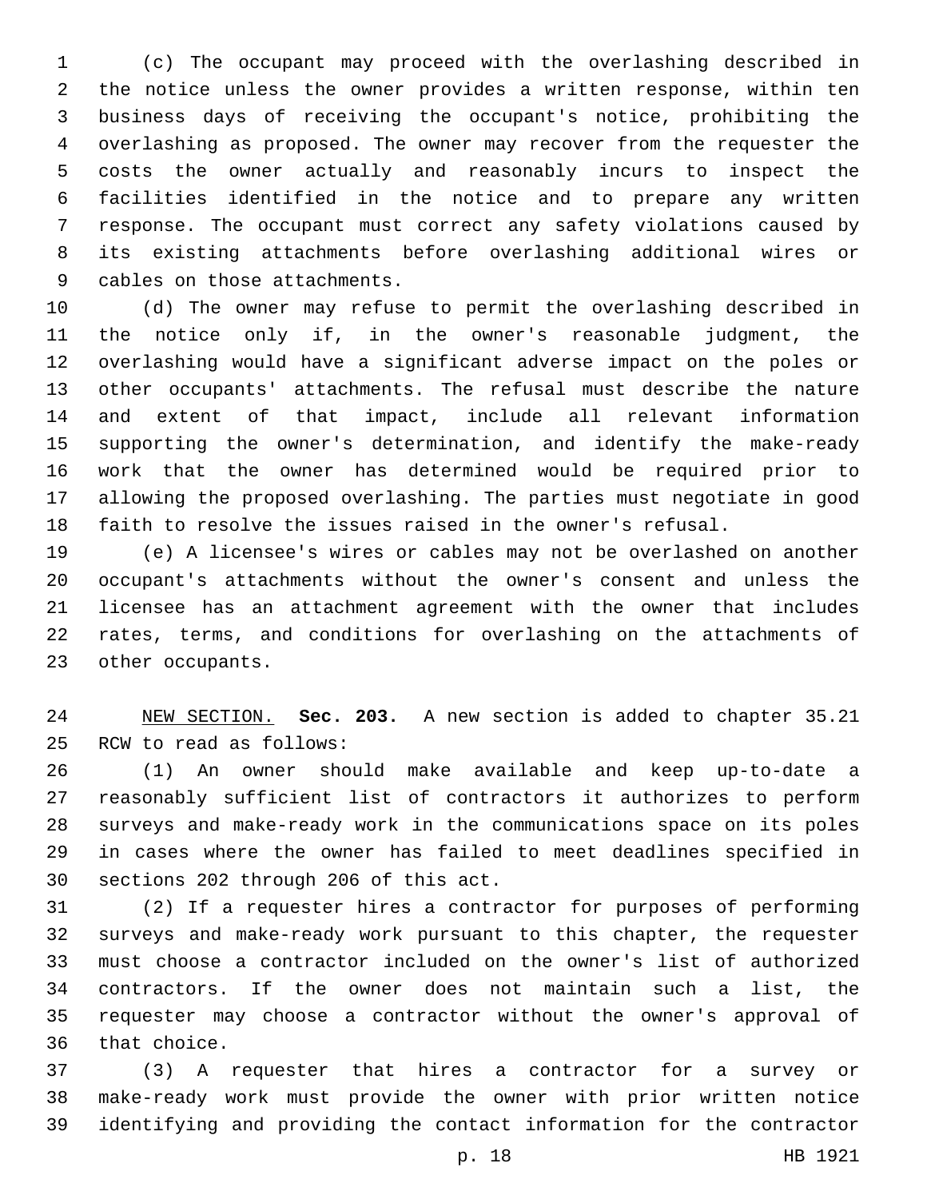(c) The occupant may proceed with the overlashing described in the notice unless the owner provides a written response, within ten business days of receiving the occupant's notice, prohibiting the overlashing as proposed. The owner may recover from the requester the costs the owner actually and reasonably incurs to inspect the facilities identified in the notice and to prepare any written response. The occupant must correct any safety violations caused by its existing attachments before overlashing additional wires or cables on those attachments.

(d) The owner may refuse to permit the overlashing described in the notice only if, in the owner's reasonable judgment, the overlashing would have a significant adverse impact on the poles or other occupants' attachments. The refusal must describe the nature and extent of that impact, include all relevant information supporting the owner's determination, and identify the make-ready work that the owner has determined would be required prior to allowing the proposed overlashing. The parties must negotiate in good faith to resolve the issues raised in the owner's refusal.

(e) A licensee's wires or cables may not be overlashed on another occupant's attachments without the owner's consent and unless the licensee has an attachment agreement with the owner that includes rates, terms, and conditions for overlashing on the attachments of other occupants.

NEW SECTION. **Sec. 203.** A new section is added to chapter 35.21 RCW to read as follows:

(1) An owner should make available and keep up-to-date a reasonably sufficient list of contractors it authorizes to perform surveys and make-ready work in the communications space on its poles in cases where the owner has failed to meet deadlines specified in sections 202 through 206 of this act.

(2) If a requester hires a contractor for purposes of performing surveys and make-ready work pursuant to this chapter, the requester must choose a contractor included on the owner's list of authorized contractors. If the owner does not maintain such a list, the requester may choose a contractor without the owner's approval of that choice.

(3) A requester that hires a contractor for a survey or make-ready work must provide the owner with prior written notice identifying and providing the contact information for the contractor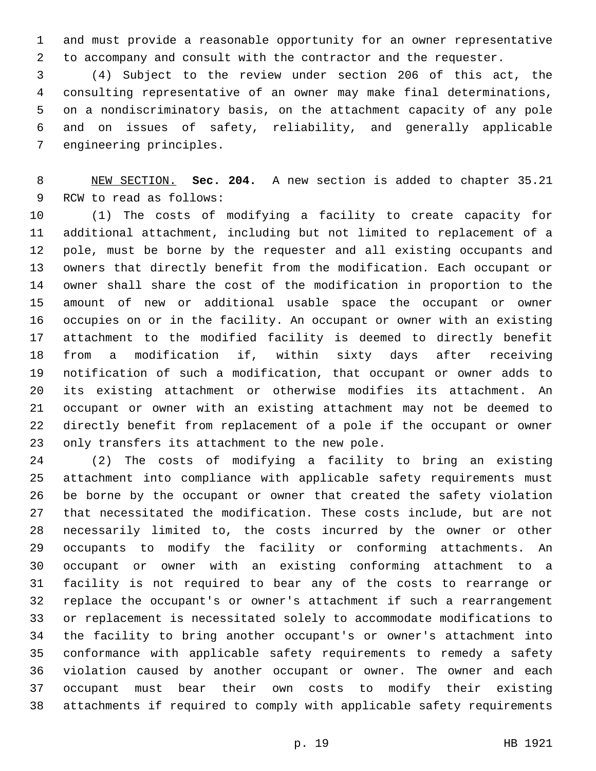and must provide a reasonable opportunity for an owner representative to accompany and consult with the contractor and the requester.

(4) Subject to the review under section 206 of this act, the consulting representative of an owner may make final determinations, on a nondiscriminatory basis, on the attachment capacity of any pole and on issues of safety, reliability, and generally applicable engineering principles.

NEW SECTION. **Sec. 204.** A new section is added to chapter 35.21 RCW to read as follows:

(1) The costs of modifying a facility to create capacity for additional attachment, including but not limited to replacement of a pole, must be borne by the requester and all existing occupants and owners that directly benefit from the modification. Each occupant or owner shall share the cost of the modification in proportion to the amount of new or additional usable space the occupant or owner occupies on or in the facility. An occupant or owner with an existing attachment to the modified facility is deemed to directly benefit from a modification if, within sixty days after receiving notification of such a modification, that occupant or owner adds to its existing attachment or otherwise modifies its attachment. An occupant or owner with an existing attachment may not be deemed to directly benefit from replacement of a pole if the occupant or owner only transfers its attachment to the new pole.

(2) The costs of modifying a facility to bring an existing attachment into compliance with applicable safety requirements must be borne by the occupant or owner that created the safety violation that necessitated the modification. These costs include, but are not necessarily limited to, the costs incurred by the owner or other occupants to modify the facility or conforming attachments. An occupant or owner with an existing conforming attachment to a facility is not required to bear any of the costs to rearrange or replace the occupant's or owner's attachment if such a rearrangement or replacement is necessitated solely to accommodate modifications to the facility to bring another occupant's or owner's attachment into conformance with applicable safety requirements to remedy a safety violation caused by another occupant or owner. The owner and each occupant must bear their own costs to modify their existing attachments if required to comply with applicable safety requirements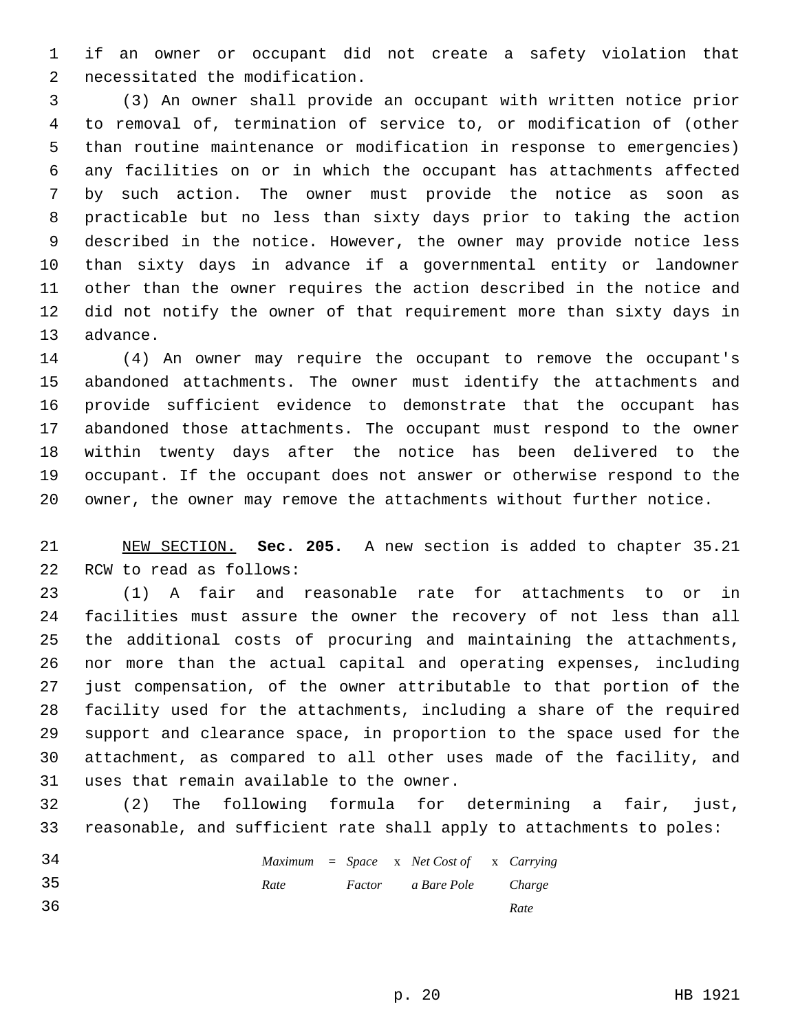if an owner or occupant did not create a safety violation that necessitated the modification.

(3) An owner shall provide an occupant with written notice prior to removal of, termination of service to, or modification of (other than routine maintenance or modification in response to emergencies) any facilities on or in which the occupant has attachments affected by such action. The owner must provide the notice as soon as practicable but no less than sixty days prior to taking the action described in the notice. However, the owner may provide notice less than sixty days in advance if a governmental entity or landowner other than the owner requires the action described in the notice and did not notify the owner of that requirement more than sixty days in advance.

(4) An owner may require the occupant to remove the occupant's abandoned attachments. The owner must identify the attachments and provide sufficient evidence to demonstrate that the occupant has abandoned those attachments. The occupant must respond to the owner within twenty days after the notice has been delivered to the occupant. If the occupant does not answer or otherwise respond to the owner, the owner may remove the attachments without further notice.

NEW SECTION. **Sec. 205.** A new section is added to chapter 35.21 RCW to read as follows:

(1) A fair and reasonable rate for attachments to or in facilities must assure the owner the recovery of not less than all the additional costs of procuring and maintaining the attachments, nor more than the actual capital and operating expenses, including just compensation, of the owner attributable to that portion of the facility used for the attachments, including a share of the required support and clearance space, in proportion to the space used for the attachment, as compared to all other uses made of the facility, and uses that remain available to the owner.

(2) The following formula for determining a fair, just, reasonable, and sufficient rate shall apply to attachments to poles:

$$\text{Maximum Rate} = \text{Space Factor} \times \text{Net Cost of a Bare Pole} \times \text{Carrying Charge Rate}$$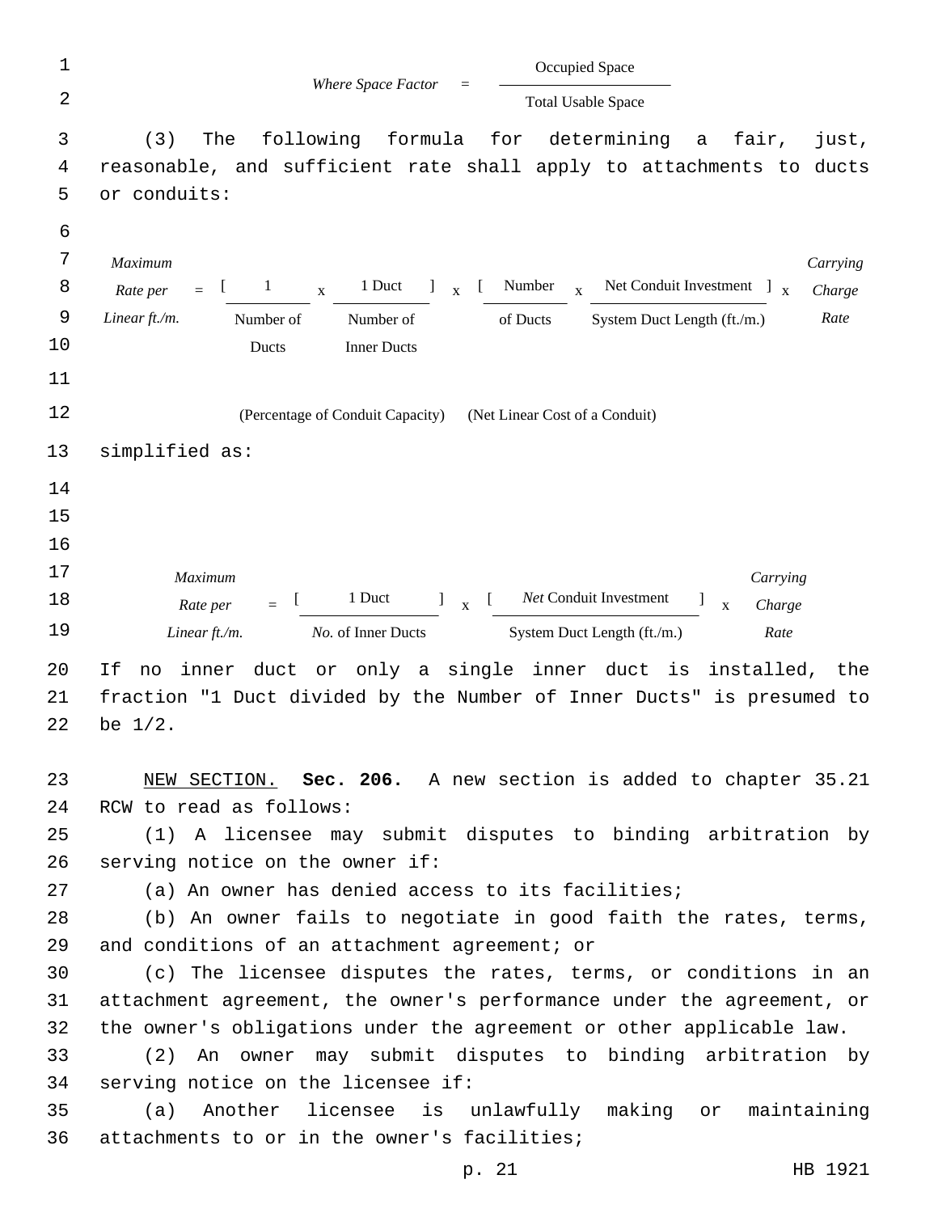$$\text{Where Space Factor} = \frac{\text{Occupied Space}}{\text{Total Usable Space}}$$

(3) The following formula for determining a fair, just, reasonable, and sufficient rate shall apply to attachments to ducts or conduits:

$$\text{Maximum Rate per Linear ft./m.} = \underbrace{\left[\frac{1}{\text{Number of Ducts}} \times \frac{\text{1 Duct}}{\text{Number of Inner Ducts}}\right]}_{\text{(Percentage of Conduit Capacity)}} \times \underbrace{\left[\frac{\text{Number}}{\text{of Ducts}} \times \frac{\text{Net Conduit Investment}}{\text{System Duct Length (ft./m.)}}\right]}_{\text{(Net Linear Cost of a Conduit)}} \times \text{Carrying Charge Rate}$$

simplified as:

$$\text{Maximum Rate per Linear ft./m.} = \left[\frac{\text{1 Duct}}{\text{No. of Inner Ducts}}\right] \times \left[\frac{\text{Net Conduit Investment}}{\text{System Duct Length (ft./m.)}}\right] \times \text{Carrying Charge Rate}$$

If no inner duct or only a single inner duct is installed, the fraction "1 Duct divided by the Number of Inner Ducts" is presumed to be 1/2.

NEW SECTION. **Sec. 206.** A new section is added to chapter 35.21 RCW to read as follows:

(1) A licensee may submit disputes to binding arbitration by serving notice on the owner if:

(a) An owner has denied access to its facilities;

(b) An owner fails to negotiate in good faith the rates, terms, and conditions of an attachment agreement; or

(c) The licensee disputes the rates, terms, or conditions in an attachment agreement, the owner's performance under the agreement, or the owner's obligations under the agreement or other applicable law.

(2) An owner may submit disputes to binding arbitration by serving notice on the licensee if:

(a) Another licensee is unlawfully making or maintaining attachments to or in the owner's facilities;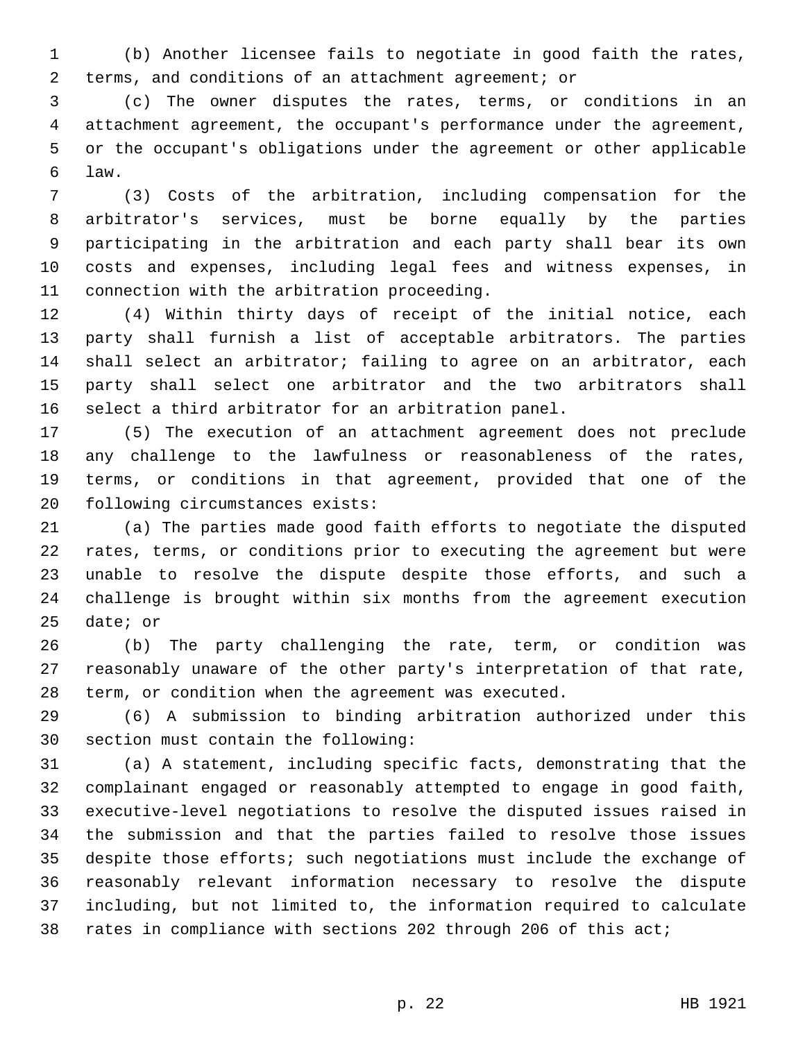(b) Another licensee fails to negotiate in good faith the rates, terms, and conditions of an attachment agreement; or

(c) The owner disputes the rates, terms, or conditions in an attachment agreement, the occupant's performance under the agreement, or the occupant's obligations under the agreement or other applicable law.

(3) Costs of the arbitration, including compensation for the arbitrator's services, must be borne equally by the parties participating in the arbitration and each party shall bear its own costs and expenses, including legal fees and witness expenses, in connection with the arbitration proceeding.

(4) Within thirty days of receipt of the initial notice, each party shall furnish a list of acceptable arbitrators. The parties shall select an arbitrator; failing to agree on an arbitrator, each party shall select one arbitrator and the two arbitrators shall select a third arbitrator for an arbitration panel.

(5) The execution of an attachment agreement does not preclude any challenge to the lawfulness or reasonableness of the rates, terms, or conditions in that agreement, provided that one of the following circumstances exists:

(a) The parties made good faith efforts to negotiate the disputed rates, terms, or conditions prior to executing the agreement but were unable to resolve the dispute despite those efforts, and such a challenge is brought within six months from the agreement execution date; or

(b) The party challenging the rate, term, or condition was reasonably unaware of the other party's interpretation of that rate, term, or condition when the agreement was executed.

(6) A submission to binding arbitration authorized under this section must contain the following:

(a) A statement, including specific facts, demonstrating that the complainant engaged or reasonably attempted to engage in good faith, executive-level negotiations to resolve the disputed issues raised in the submission and that the parties failed to resolve those issues despite those efforts; such negotiations must include the exchange of reasonably relevant information necessary to resolve the dispute including, but not limited to, the information required to calculate rates in compliance with sections 202 through 206 of this act;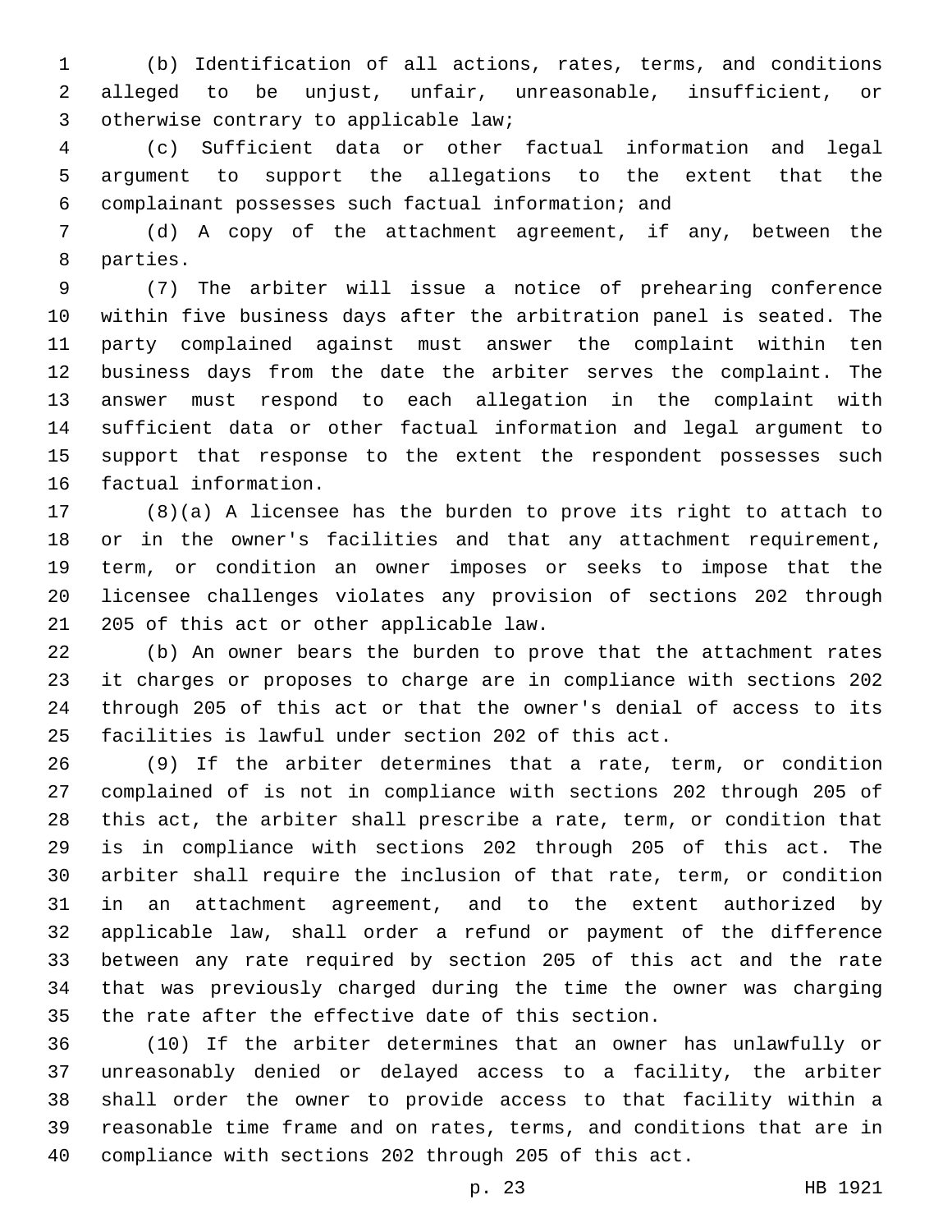(b) Identification of all actions, rates, terms, and conditions alleged to be unjust, unfair, unreasonable, insufficient, or otherwise contrary to applicable law;

(c) Sufficient data or other factual information and legal argument to support the allegations to the extent that the complainant possesses such factual information; and

(d) A copy of the attachment agreement, if any, between the parties.

(7) The arbiter will issue a notice of prehearing conference within five business days after the arbitration panel is seated. The party complained against must answer the complaint within ten business days from the date the arbiter serves the complaint. The answer must respond to each allegation in the complaint with sufficient data or other factual information and legal argument to support that response to the extent the respondent possesses such factual information.

(8)(a) A licensee has the burden to prove its right to attach to or in the owner's facilities and that any attachment requirement, term, or condition an owner imposes or seeks to impose that the licensee challenges violates any provision of sections 202 through 205 of this act or other applicable law.

(b) An owner bears the burden to prove that the attachment rates it charges or proposes to charge are in compliance with sections 202 through 205 of this act or that the owner's denial of access to its facilities is lawful under section 202 of this act.

(9) If the arbiter determines that a rate, term, or condition complained of is not in compliance with sections 202 through 205 of this act, the arbiter shall prescribe a rate, term, or condition that is in compliance with sections 202 through 205 of this act. The arbiter shall require the inclusion of that rate, term, or condition in an attachment agreement, and to the extent authorized by applicable law, shall order a refund or payment of the difference between any rate required by section 205 of this act and the rate that was previously charged during the time the owner was charging the rate after the effective date of this section.

(10) If the arbiter determines that an owner has unlawfully or unreasonably denied or delayed access to a facility, the arbiter shall order the owner to provide access to that facility within a reasonable time frame and on rates, terms, and conditions that are in compliance with sections 202 through 205 of this act.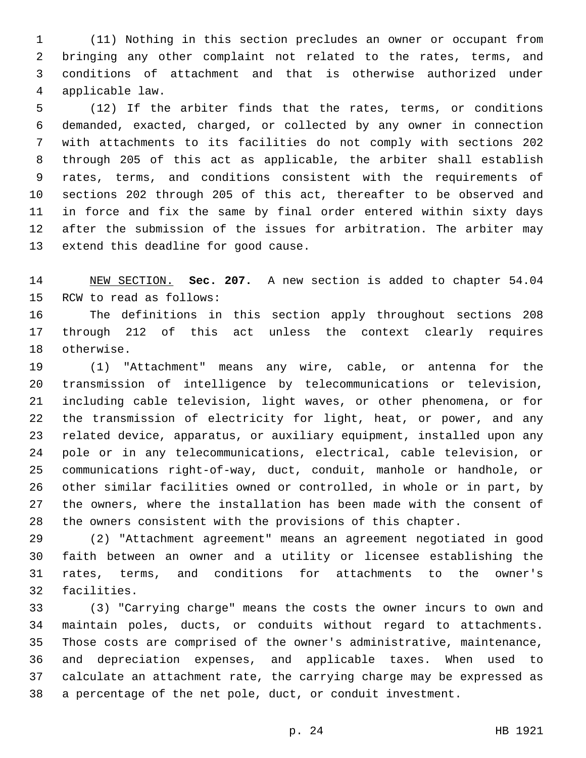(11) Nothing in this section precludes an owner or occupant from bringing any other complaint not related to the rates, terms, and conditions of attachment and that is otherwise authorized under applicable law.

(12) If the arbiter finds that the rates, terms, or conditions demanded, exacted, charged, or collected by any owner in connection with attachments to its facilities do not comply with sections 202 through 205 of this act as applicable, the arbiter shall establish rates, terms, and conditions consistent with the requirements of sections 202 through 205 of this act, thereafter to be observed and in force and fix the same by final order entered within sixty days after the submission of the issues for arbitration. The arbiter may extend this deadline for good cause.

NEW SECTION. **Sec. 207.** A new section is added to chapter 54.04 RCW to read as follows:

The definitions in this section apply throughout sections 208 through 212 of this act unless the context clearly requires otherwise.

(1) "Attachment" means any wire, cable, or antenna for the transmission of intelligence by telecommunications or television, including cable television, light waves, or other phenomena, or for the transmission of electricity for light, heat, or power, and any related device, apparatus, or auxiliary equipment, installed upon any pole or in any telecommunications, electrical, cable television, or communications right-of-way, duct, conduit, manhole or handhole, or other similar facilities owned or controlled, in whole or in part, by the owners, where the installation has been made with the consent of the owners consistent with the provisions of this chapter.

(2) "Attachment agreement" means an agreement negotiated in good faith between an owner and a utility or licensee establishing the rates, terms, and conditions for attachments to the owner's facilities.

(3) "Carrying charge" means the costs the owner incurs to own and maintain poles, ducts, or conduits without regard to attachments. Those costs are comprised of the owner's administrative, maintenance, and depreciation expenses, and applicable taxes. When used to calculate an attachment rate, the carrying charge may be expressed as a percentage of the net pole, duct, or conduit investment.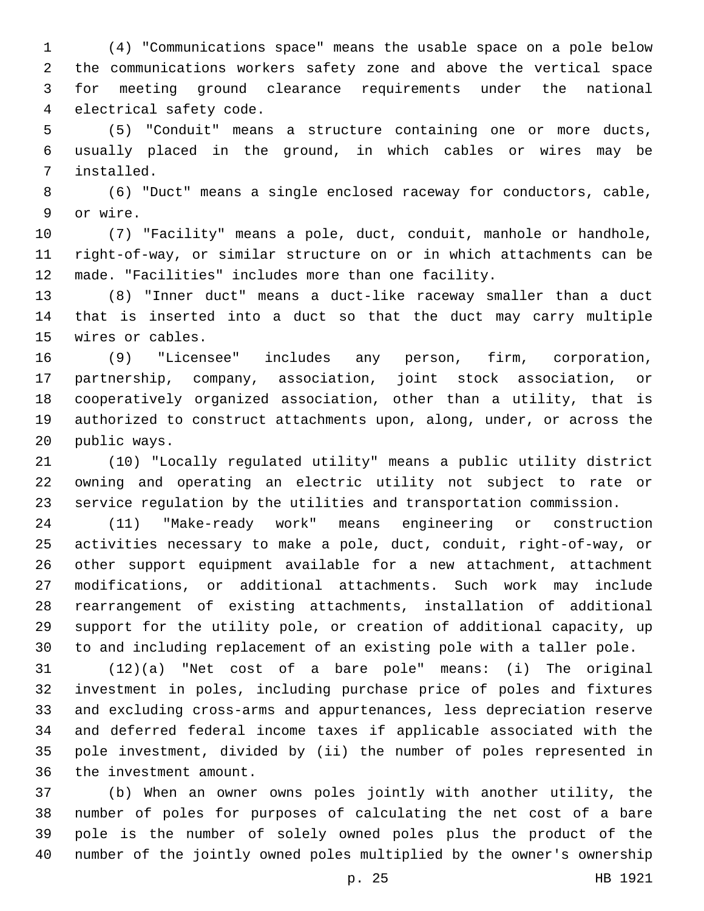(4) "Communications space" means the usable space on a pole below the communications workers safety zone and above the vertical space for meeting ground clearance requirements under the national electrical safety code.

(5) "Conduit" means a structure containing one or more ducts, usually placed in the ground, in which cables or wires may be installed.

(6) "Duct" means a single enclosed raceway for conductors, cable, or wire.

(7) "Facility" means a pole, duct, conduit, manhole or handhole, right-of-way, or similar structure on or in which attachments can be made. "Facilities" includes more than one facility.

(8) "Inner duct" means a duct-like raceway smaller than a duct that is inserted into a duct so that the duct may carry multiple wires or cables.

(9) "Licensee" includes any person, firm, corporation, partnership, company, association, joint stock association, or cooperatively organized association, other than a utility, that is authorized to construct attachments upon, along, under, or across the public ways.

(10) "Locally regulated utility" means a public utility district owning and operating an electric utility not subject to rate or service regulation by the utilities and transportation commission.

(11) "Make-ready work" means engineering or construction activities necessary to make a pole, duct, conduit, right-of-way, or other support equipment available for a new attachment, attachment modifications, or additional attachments. Such work may include rearrangement of existing attachments, installation of additional support for the utility pole, or creation of additional capacity, up to and including replacement of an existing pole with a taller pole.

(12)(a) "Net cost of a bare pole" means: (i) The original investment in poles, including purchase price of poles and fixtures and excluding cross-arms and appurtenances, less depreciation reserve and deferred federal income taxes if applicable associated with the pole investment, divided by (ii) the number of poles represented in the investment amount.

(b) When an owner owns poles jointly with another utility, the number of poles for purposes of calculating the net cost of a bare pole is the number of solely owned poles plus the product of the number of the jointly owned poles multiplied by the owner's ownership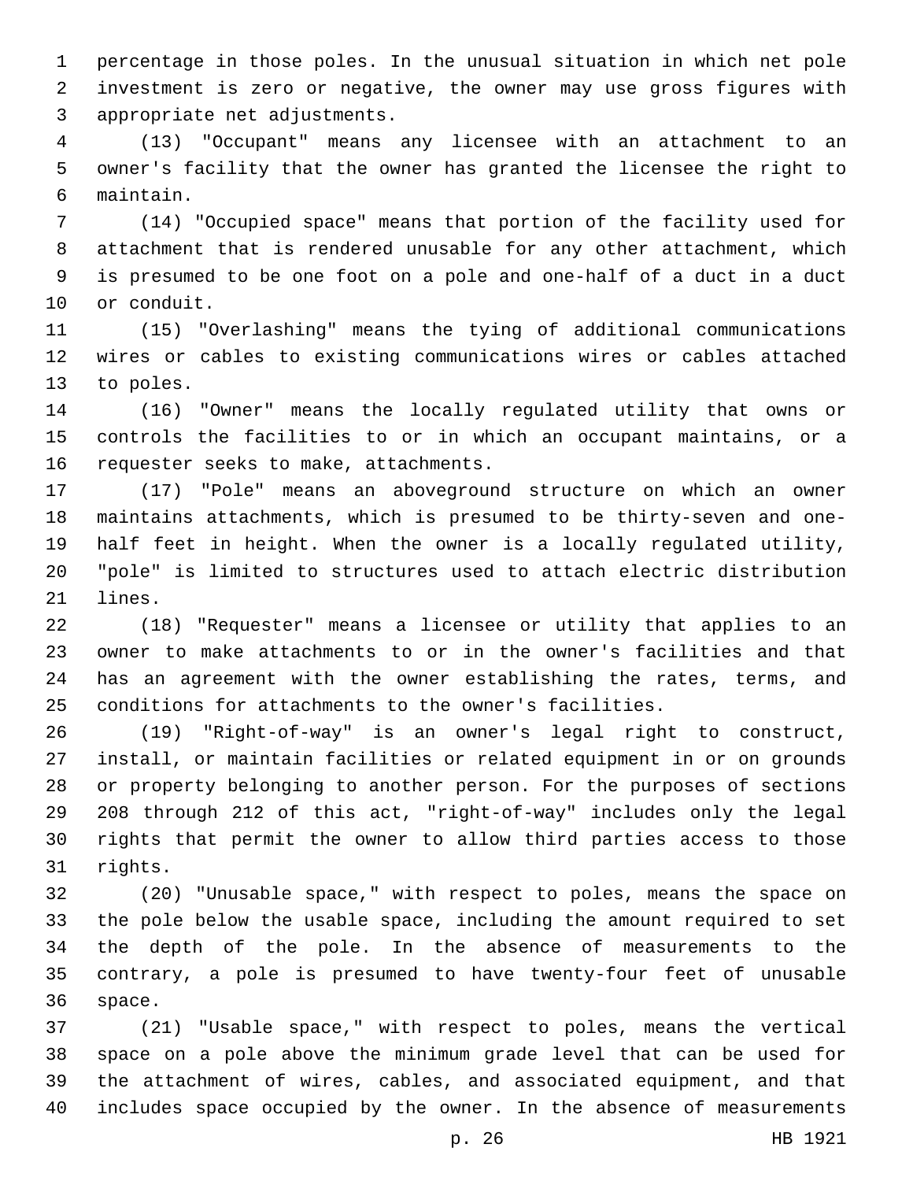percentage in those poles. In the unusual situation in which net pole investment is zero or negative, the owner may use gross figures with appropriate net adjustments.

(13) "Occupant" means any licensee with an attachment to an owner's facility that the owner has granted the licensee the right to maintain.

(14) "Occupied space" means that portion of the facility used for attachment that is rendered unusable for any other attachment, which is presumed to be one foot on a pole and one-half of a duct in a duct or conduit.

(15) "Overlashing" means the tying of additional communications wires or cables to existing communications wires or cables attached to poles.

(16) "Owner" means the locally regulated utility that owns or controls the facilities to or in which an occupant maintains, or a requester seeks to make, attachments.

(17) "Pole" means an aboveground structure on which an owner maintains attachments, which is presumed to be thirty-seven and one-half feet in height. When the owner is a locally regulated utility, "pole" is limited to structures used to attach electric distribution lines.

(18) "Requester" means a licensee or utility that applies to an owner to make attachments to or in the owner's facilities and that has an agreement with the owner establishing the rates, terms, and conditions for attachments to the owner's facilities.

(19) "Right-of-way" is an owner's legal right to construct, install, or maintain facilities or related equipment in or on grounds or property belonging to another person. For the purposes of sections 208 through 212 of this act, "right-of-way" includes only the legal rights that permit the owner to allow third parties access to those rights.

(20) "Unusable space," with respect to poles, means the space on the pole below the usable space, including the amount required to set the depth of the pole. In the absence of measurements to the contrary, a pole is presumed to have twenty-four feet of unusable space.

(21) "Usable space," with respect to poles, means the vertical space on a pole above the minimum grade level that can be used for the attachment of wires, cables, and associated equipment, and that includes space occupied by the owner. In the absence of measurements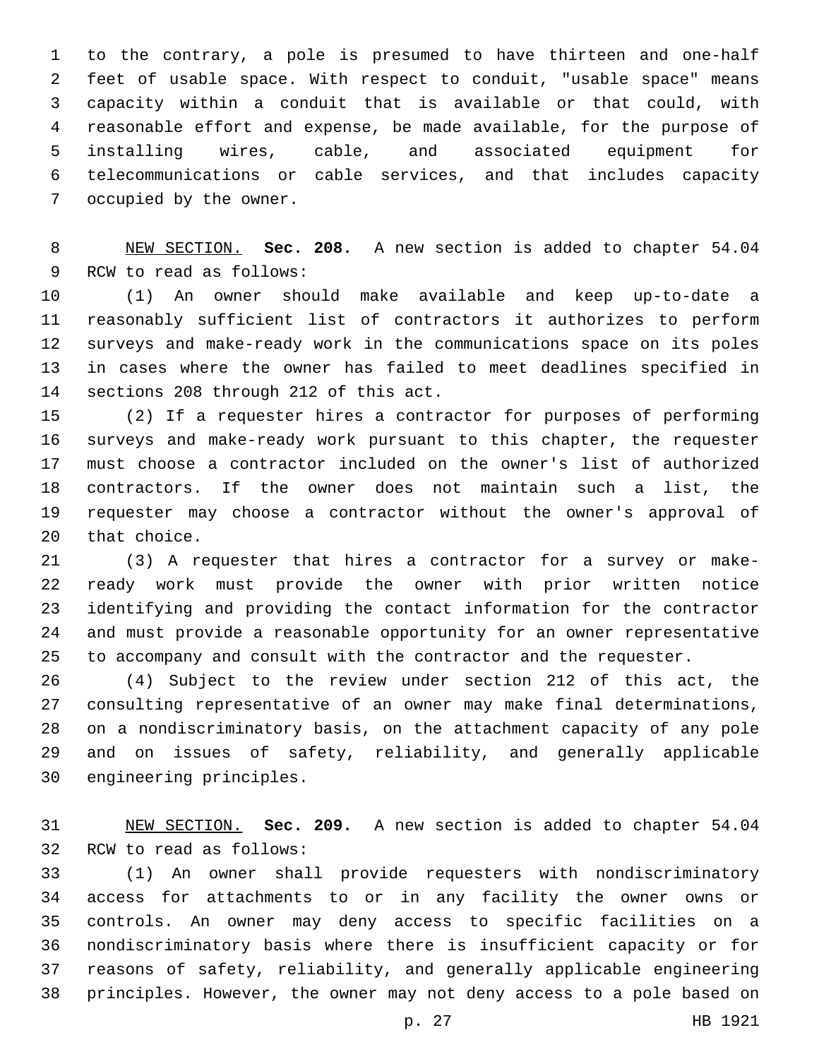to the contrary, a pole is presumed to have thirteen and one-half feet of usable space. With respect to conduit, "usable space" means capacity within a conduit that is available or that could, with reasonable effort and expense, be made available, for the purpose of installing wires, cable, and associated equipment for telecommunications or cable services, and that includes capacity occupied by the owner.

NEW SECTION. **Sec. 208.** A new section is added to chapter 54.04 RCW to read as follows:

(1) An owner should make available and keep up-to-date a reasonably sufficient list of contractors it authorizes to perform surveys and make-ready work in the communications space on its poles in cases where the owner has failed to meet deadlines specified in sections 208 through 212 of this act.

(2) If a requester hires a contractor for purposes of performing surveys and make-ready work pursuant to this chapter, the requester must choose a contractor included on the owner's list of authorized contractors. If the owner does not maintain such a list, the requester may choose a contractor without the owner's approval of that choice.

(3) A requester that hires a contractor for a survey or make-ready work must provide the owner with prior written notice identifying and providing the contact information for the contractor and must provide a reasonable opportunity for an owner representative to accompany and consult with the contractor and the requester.

(4) Subject to the review under section 212 of this act, the consulting representative of an owner may make final determinations, on a nondiscriminatory basis, on the attachment capacity of any pole and on issues of safety, reliability, and generally applicable engineering principles.

NEW SECTION. **Sec. 209.** A new section is added to chapter 54.04 RCW to read as follows:

(1) An owner shall provide requesters with nondiscriminatory access for attachments to or in any facility the owner owns or controls. An owner may deny access to specific facilities on a nondiscriminatory basis where there is insufficient capacity or for reasons of safety, reliability, and generally applicable engineering principles. However, the owner may not deny access to a pole based on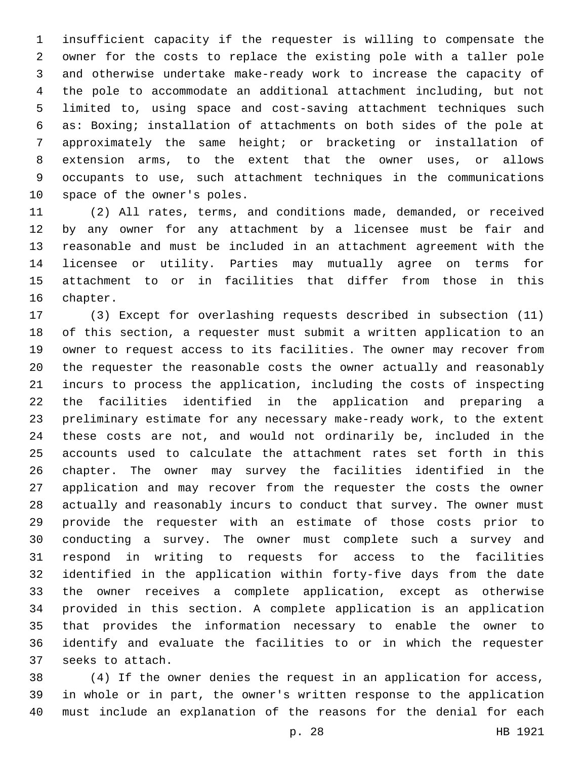insufficient capacity if the requester is willing to compensate the owner for the costs to replace the existing pole with a taller pole and otherwise undertake make-ready work to increase the capacity of the pole to accommodate an additional attachment including, but not limited to, using space and cost-saving attachment techniques such as: Boxing; installation of attachments on both sides of the pole at approximately the same height; or bracketing or installation of extension arms, to the extent that the owner uses, or allows occupants to use, such attachment techniques in the communications space of the owner's poles.

(2) All rates, terms, and conditions made, demanded, or received by any owner for any attachment by a licensee must be fair and reasonable and must be included in an attachment agreement with the licensee or utility. Parties may mutually agree on terms for attachment to or in facilities that differ from those in this chapter.

(3) Except for overlashing requests described in subsection (11) of this section, a requester must submit a written application to an owner to request access to its facilities. The owner may recover from the requester the reasonable costs the owner actually and reasonably incurs to process the application, including the costs of inspecting the facilities identified in the application and preparing a preliminary estimate for any necessary make-ready work, to the extent these costs are not, and would not ordinarily be, included in the accounts used to calculate the attachment rates set forth in this chapter. The owner may survey the facilities identified in the application and may recover from the requester the costs the owner actually and reasonably incurs to conduct that survey. The owner must provide the requester with an estimate of those costs prior to conducting a survey. The owner must complete such a survey and respond in writing to requests for access to the facilities identified in the application within forty-five days from the date the owner receives a complete application, except as otherwise provided in this section. A complete application is an application that provides the information necessary to enable the owner to identify and evaluate the facilities to or in which the requester seeks to attach.

(4) If the owner denies the request in an application for access, in whole or in part, the owner's written response to the application must include an explanation of the reasons for the denial for each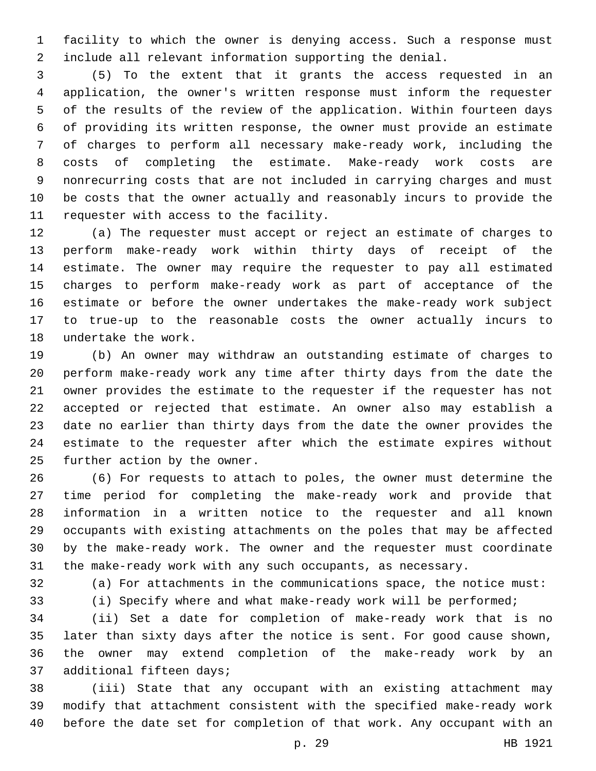facility to which the owner is denying access. Such a response must include all relevant information supporting the denial.

(5) To the extent that it grants the access requested in an application, the owner's written response must inform the requester of the results of the review of the application. Within fourteen days of providing its written response, the owner must provide an estimate of charges to perform all necessary make-ready work, including the costs of completing the estimate. Make-ready work costs are nonrecurring costs that are not included in carrying charges and must be costs that the owner actually and reasonably incurs to provide the requester with access to the facility.

(a) The requester must accept or reject an estimate of charges to perform make-ready work within thirty days of receipt of the estimate. The owner may require the requester to pay all estimated charges to perform make-ready work as part of acceptance of the estimate or before the owner undertakes the make-ready work subject to true-up to the reasonable costs the owner actually incurs to undertake the work.

(b) An owner may withdraw an outstanding estimate of charges to perform make-ready work any time after thirty days from the date the owner provides the estimate to the requester if the requester has not accepted or rejected that estimate. An owner also may establish a date no earlier than thirty days from the date the owner provides the estimate to the requester after which the estimate expires without further action by the owner.

(6) For requests to attach to poles, the owner must determine the time period for completing the make-ready work and provide that information in a written notice to the requester and all known occupants with existing attachments on the poles that may be affected by the make-ready work. The owner and the requester must coordinate the make-ready work with any such occupants, as necessary.

(a) For attachments in the communications space, the notice must:

(i) Specify where and what make-ready work will be performed;

(ii) Set a date for completion of make-ready work that is no later than sixty days after the notice is sent. For good cause shown, the owner may extend completion of the make-ready work by an additional fifteen days;

(iii) State that any occupant with an existing attachment may modify that attachment consistent with the specified make-ready work before the date set for completion of that work. Any occupant with an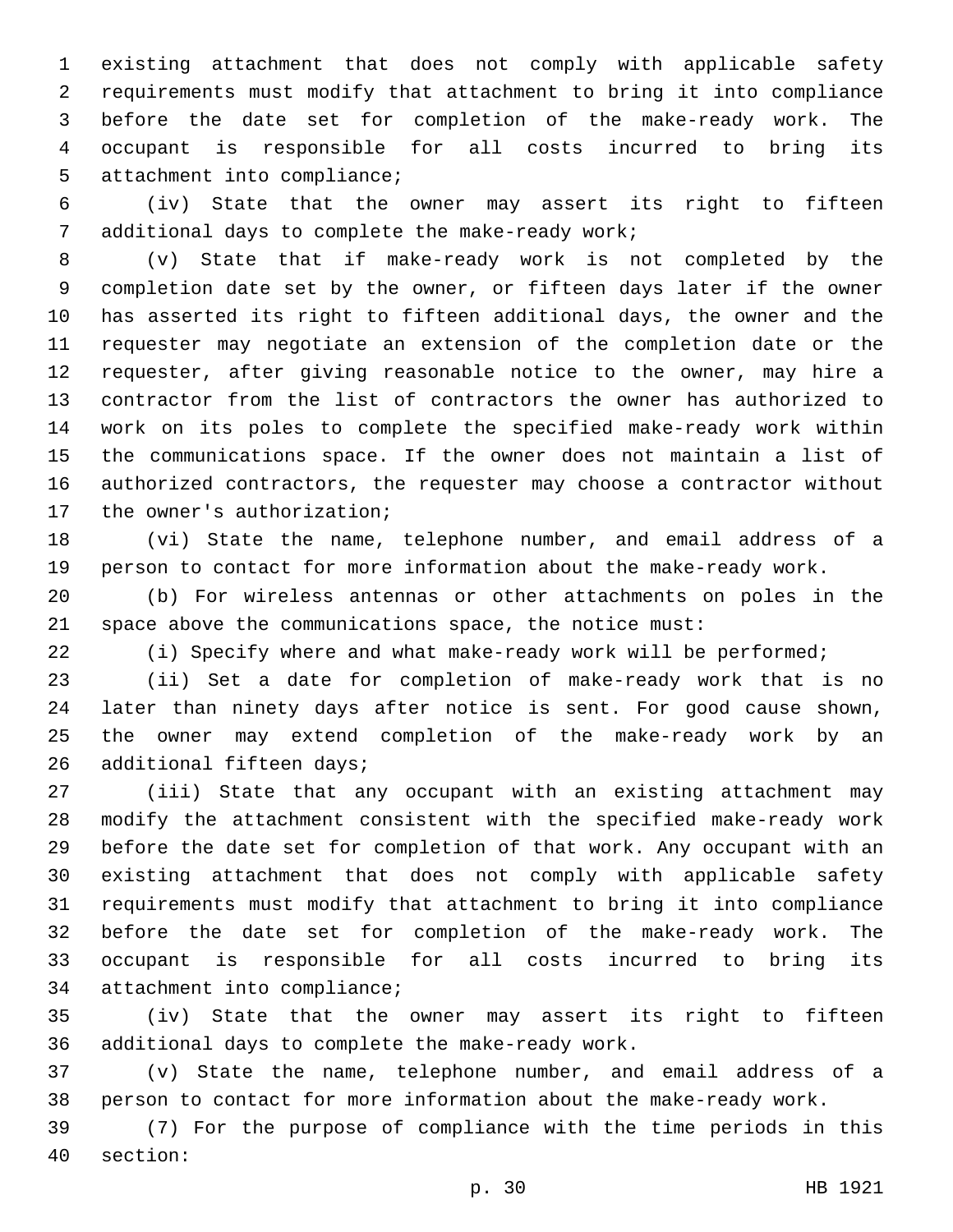existing attachment that does not comply with applicable safety requirements must modify that attachment to bring it into compliance before the date set for completion of the make-ready work. The occupant is responsible for all costs incurred to bring its attachment into compliance;

(iv) State that the owner may assert its right to fifteen additional days to complete the make-ready work;

(v) State that if make-ready work is not completed by the completion date set by the owner, or fifteen days later if the owner has asserted its right to fifteen additional days, the owner and the requester may negotiate an extension of the completion date or the requester, after giving reasonable notice to the owner, may hire a contractor from the list of contractors the owner has authorized to work on its poles to complete the specified make-ready work within the communications space. If the owner does not maintain a list of authorized contractors, the requester may choose a contractor without the owner's authorization;

(vi) State the name, telephone number, and email address of a person to contact for more information about the make-ready work.

(b) For wireless antennas or other attachments on poles in the space above the communications space, the notice must:

(i) Specify where and what make-ready work will be performed;

(ii) Set a date for completion of make-ready work that is no later than ninety days after notice is sent. For good cause shown, the owner may extend completion of the make-ready work by an additional fifteen days;

(iii) State that any occupant with an existing attachment may modify the attachment consistent with the specified make-ready work before the date set for completion of that work. Any occupant with an existing attachment that does not comply with applicable safety requirements must modify that attachment to bring it into compliance before the date set for completion of the make-ready work. The occupant is responsible for all costs incurred to bring its attachment into compliance;

(iv) State that the owner may assert its right to fifteen additional days to complete the make-ready work.

(v) State the name, telephone number, and email address of a person to contact for more information about the make-ready work.

(7) For the purpose of compliance with the time periods in this section: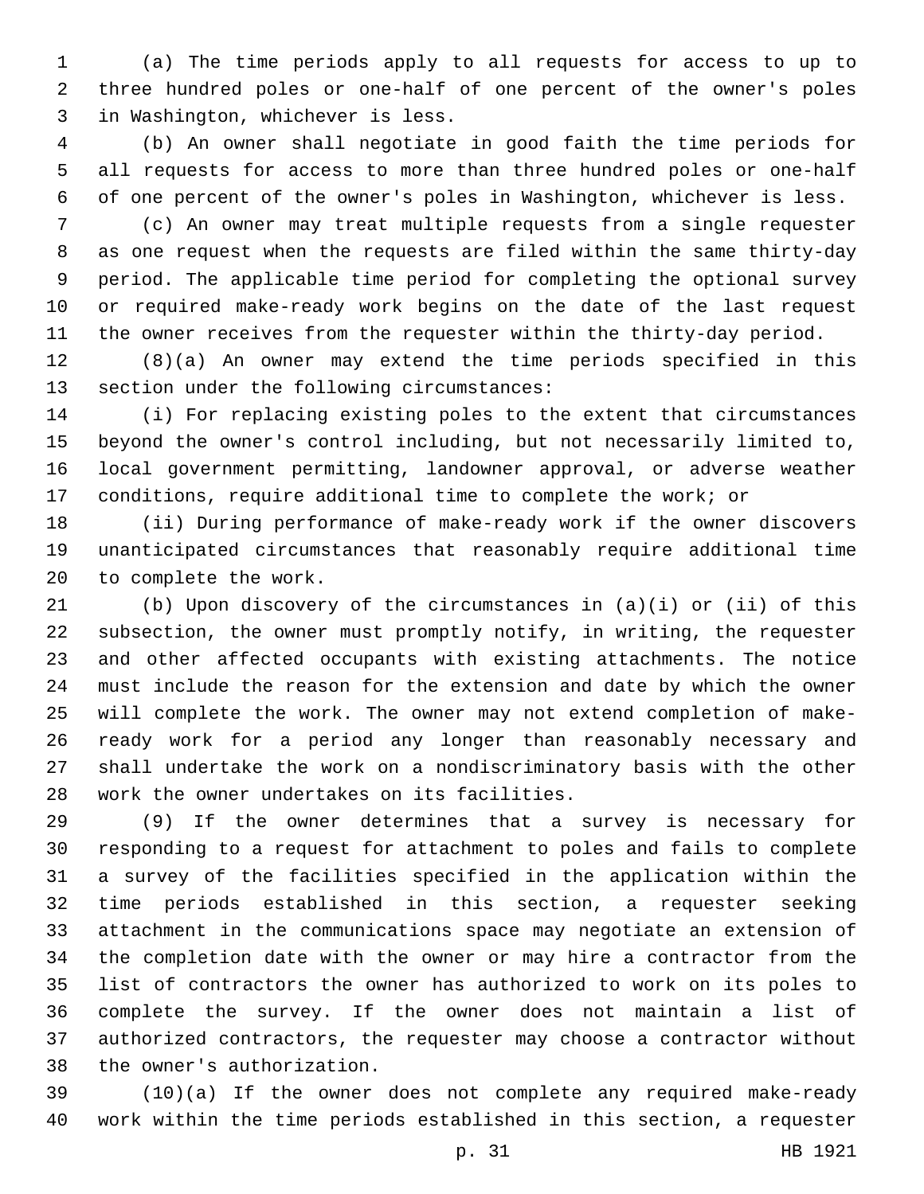(a) The time periods apply to all requests for access to up to three hundred poles or one-half of one percent of the owner's poles in Washington, whichever is less.

(b) An owner shall negotiate in good faith the time periods for all requests for access to more than three hundred poles or one-half of one percent of the owner's poles in Washington, whichever is less.

(c) An owner may treat multiple requests from a single requester as one request when the requests are filed within the same thirty-day period. The applicable time period for completing the optional survey or required make-ready work begins on the date of the last request the owner receives from the requester within the thirty-day period.

(8)(a) An owner may extend the time periods specified in this section under the following circumstances:

(i) For replacing existing poles to the extent that circumstances beyond the owner's control including, but not necessarily limited to, local government permitting, landowner approval, or adverse weather conditions, require additional time to complete the work; or

(ii) During performance of make-ready work if the owner discovers unanticipated circumstances that reasonably require additional time to complete the work.

(b) Upon discovery of the circumstances in (a)(i) or (ii) of this subsection, the owner must promptly notify, in writing, the requester and other affected occupants with existing attachments. The notice must include the reason for the extension and date by which the owner will complete the work. The owner may not extend completion of make-ready work for a period any longer than reasonably necessary and shall undertake the work on a nondiscriminatory basis with the other work the owner undertakes on its facilities.

(9) If the owner determines that a survey is necessary for responding to a request for attachment to poles and fails to complete a survey of the facilities specified in the application within the time periods established in this section, a requester seeking attachment in the communications space may negotiate an extension of the completion date with the owner or may hire a contractor from the list of contractors the owner has authorized to work on its poles to complete the survey. If the owner does not maintain a list of authorized contractors, the requester may choose a contractor without the owner's authorization.

(10)(a) If the owner does not complete any required make-ready work within the time periods established in this section, a requester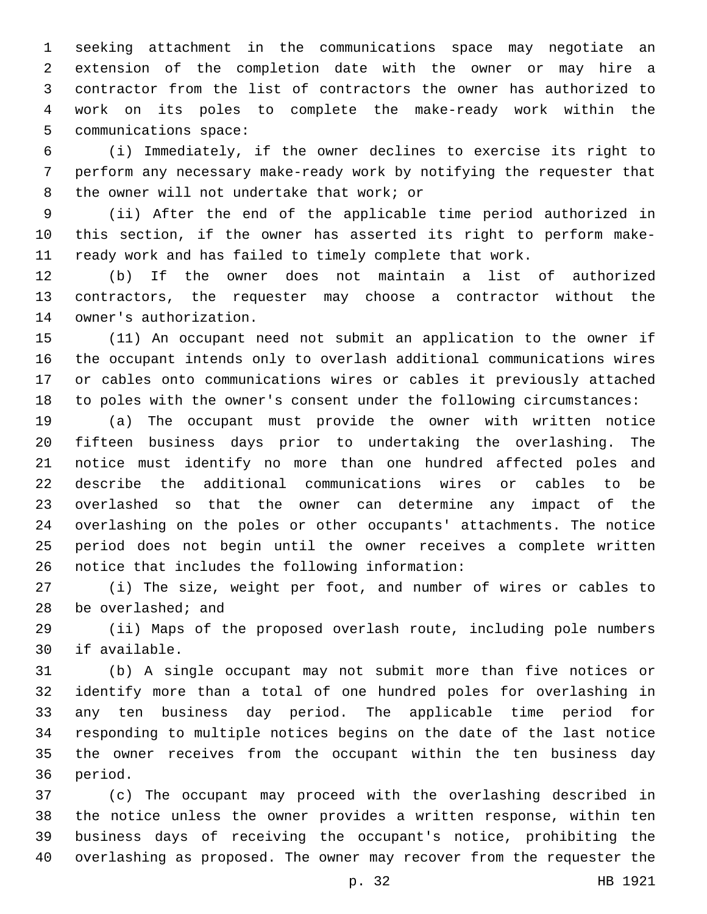seeking attachment in the communications space may negotiate an extension of the completion date with the owner or may hire a contractor from the list of contractors the owner has authorized to work on its poles to complete the make-ready work within the communications space:

(i) Immediately, if the owner declines to exercise its right to perform any necessary make-ready work by notifying the requester that the owner will not undertake that work; or

(ii) After the end of the applicable time period authorized in this section, if the owner has asserted its right to perform make-ready work and has failed to timely complete that work.

(b) If the owner does not maintain a list of authorized contractors, the requester may choose a contractor without the owner's authorization.

(11) An occupant need not submit an application to the owner if the occupant intends only to overlash additional communications wires or cables onto communications wires or cables it previously attached to poles with the owner's consent under the following circumstances:

(a) The occupant must provide the owner with written notice fifteen business days prior to undertaking the overlashing. The notice must identify no more than one hundred affected poles and describe the additional communications wires or cables to be overlashed so that the owner can determine any impact of the overlashing on the poles or other occupants' attachments. The notice period does not begin until the owner receives a complete written notice that includes the following information:

(i) The size, weight per foot, and number of wires or cables to be overlashed; and

(ii) Maps of the proposed overlash route, including pole numbers if available.

(b) A single occupant may not submit more than five notices or identify more than a total of one hundred poles for overlashing in any ten business day period. The applicable time period for responding to multiple notices begins on the date of the last notice the owner receives from the occupant within the ten business day period.

(c) The occupant may proceed with the overlashing described in the notice unless the owner provides a written response, within ten business days of receiving the occupant's notice, prohibiting the overlashing as proposed. The owner may recover from the requester the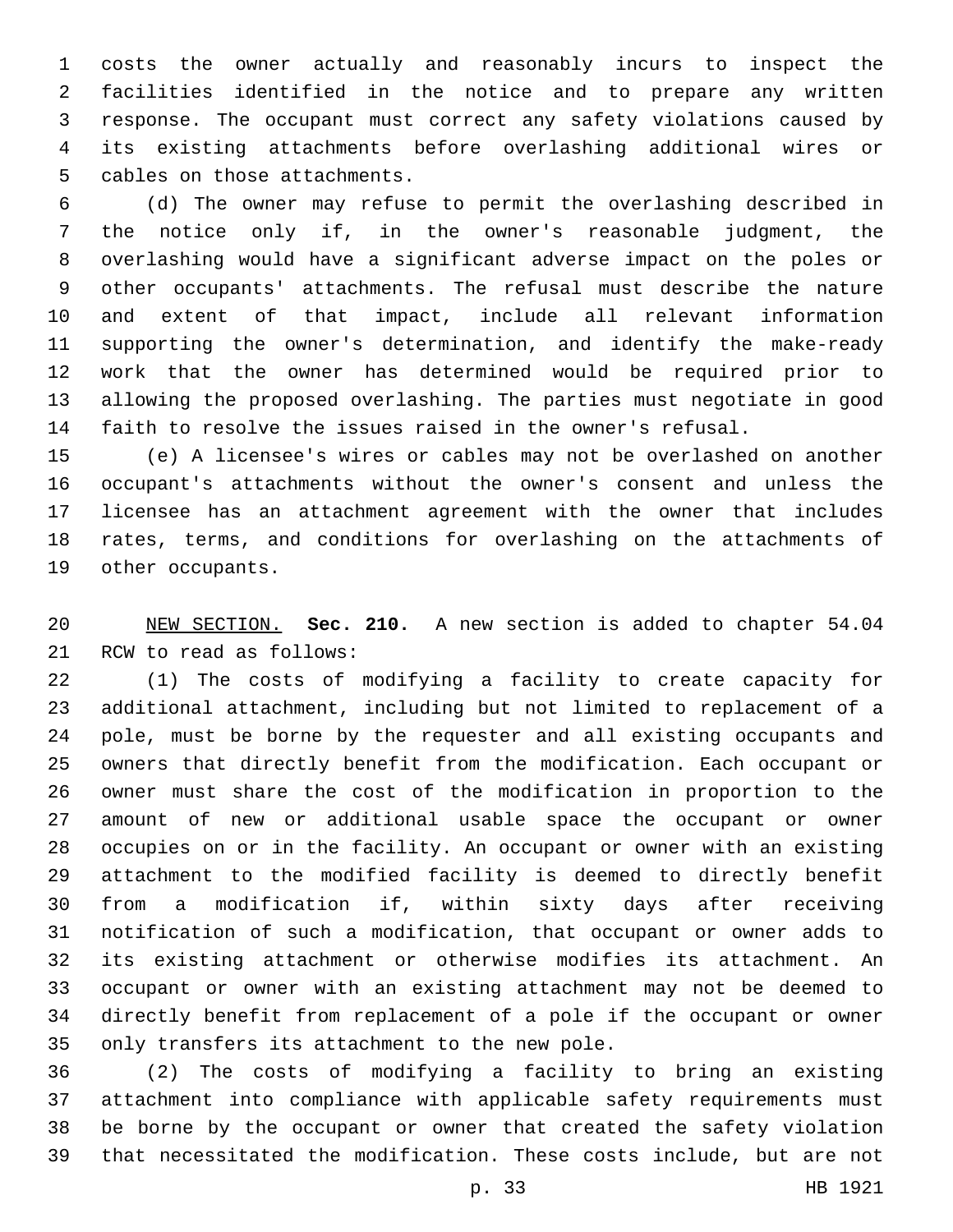costs the owner actually and reasonably incurs to inspect the facilities identified in the notice and to prepare any written response. The occupant must correct any safety violations caused by its existing attachments before overlashing additional wires or cables on those attachments.

(d) The owner may refuse to permit the overlashing described in the notice only if, in the owner's reasonable judgment, the overlashing would have a significant adverse impact on the poles or other occupants' attachments. The refusal must describe the nature and extent of that impact, include all relevant information supporting the owner's determination, and identify the make-ready work that the owner has determined would be required prior to allowing the proposed overlashing. The parties must negotiate in good faith to resolve the issues raised in the owner's refusal.

(e) A licensee's wires or cables may not be overlashed on another occupant's attachments without the owner's consent and unless the licensee has an attachment agreement with the owner that includes rates, terms, and conditions for overlashing on the attachments of other occupants.

NEW SECTION. **Sec. 210.** A new section is added to chapter 54.04 RCW to read as follows:

(1) The costs of modifying a facility to create capacity for additional attachment, including but not limited to replacement of a pole, must be borne by the requester and all existing occupants and owners that directly benefit from the modification. Each occupant or owner must share the cost of the modification in proportion to the amount of new or additional usable space the occupant or owner occupies on or in the facility. An occupant or owner with an existing attachment to the modified facility is deemed to directly benefit from a modification if, within sixty days after receiving notification of such a modification, that occupant or owner adds to its existing attachment or otherwise modifies its attachment. An occupant or owner with an existing attachment may not be deemed to directly benefit from replacement of a pole if the occupant or owner only transfers its attachment to the new pole.

(2) The costs of modifying a facility to bring an existing attachment into compliance with applicable safety requirements must be borne by the occupant or owner that created the safety violation that necessitated the modification. These costs include, but are not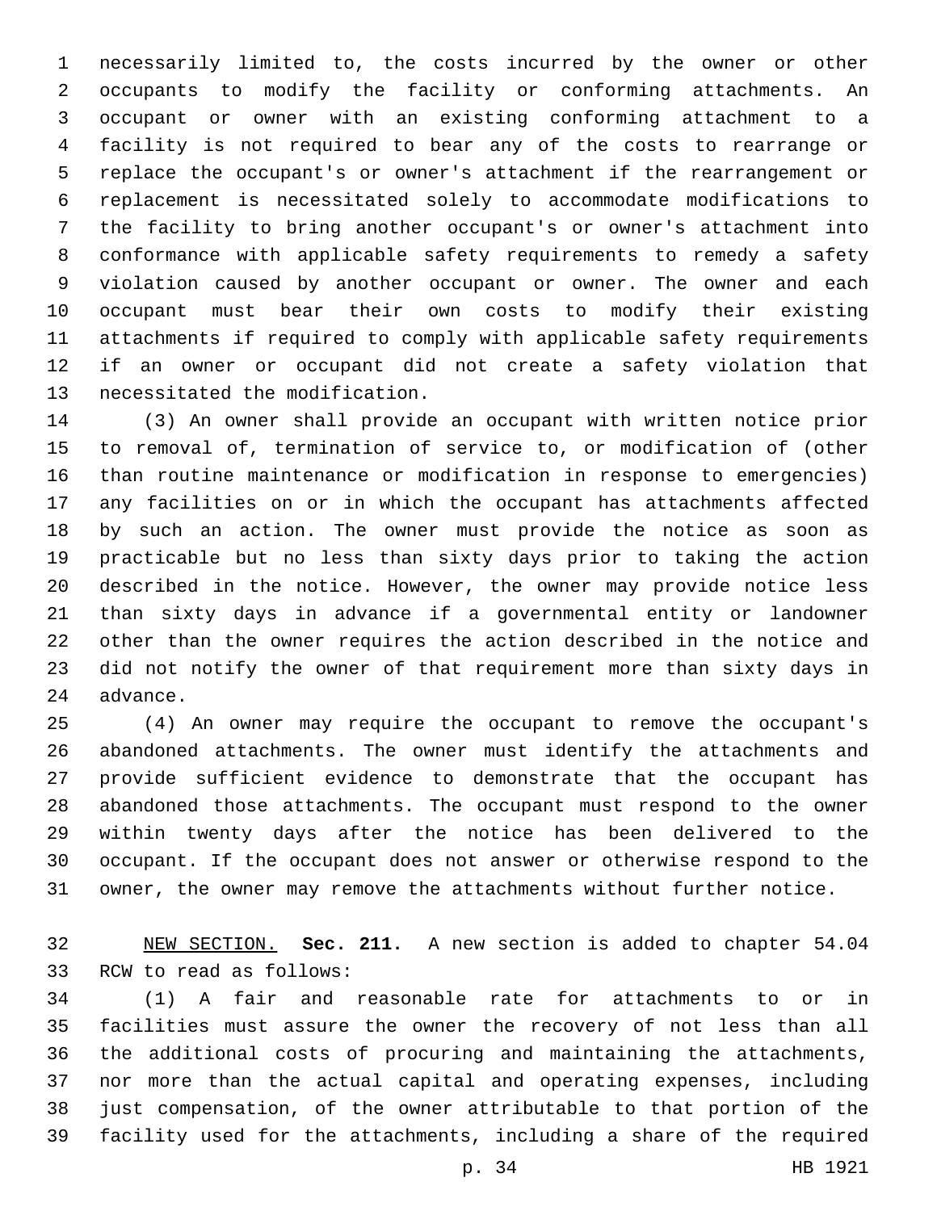necessarily limited to, the costs incurred by the owner or other occupants to modify the facility or conforming attachments. An occupant or owner with an existing conforming attachment to a facility is not required to bear any of the costs to rearrange or replace the occupant's or owner's attachment if the rearrangement or replacement is necessitated solely to accommodate modifications to the facility to bring another occupant's or owner's attachment into conformance with applicable safety requirements to remedy a safety violation caused by another occupant or owner. The owner and each occupant must bear their own costs to modify their existing attachments if required to comply with applicable safety requirements if an owner or occupant did not create a safety violation that necessitated the modification.

(3) An owner shall provide an occupant with written notice prior to removal of, termination of service to, or modification of (other than routine maintenance or modification in response to emergencies) any facilities on or in which the occupant has attachments affected by such an action. The owner must provide the notice as soon as practicable but no less than sixty days prior to taking the action described in the notice. However, the owner may provide notice less than sixty days in advance if a governmental entity or landowner other than the owner requires the action described in the notice and did not notify the owner of that requirement more than sixty days in advance.

(4) An owner may require the occupant to remove the occupant's abandoned attachments. The owner must identify the attachments and provide sufficient evidence to demonstrate that the occupant has abandoned those attachments. The occupant must respond to the owner within twenty days after the notice has been delivered to the occupant. If the occupant does not answer or otherwise respond to the owner, the owner may remove the attachments without further notice.

NEW SECTION. **Sec. 211.** A new section is added to chapter 54.04 RCW to read as follows:

(1) A fair and reasonable rate for attachments to or in facilities must assure the owner the recovery of not less than all the additional costs of procuring and maintaining the attachments, nor more than the actual capital and operating expenses, including just compensation, of the owner attributable to that portion of the facility used for the attachments, including a share of the required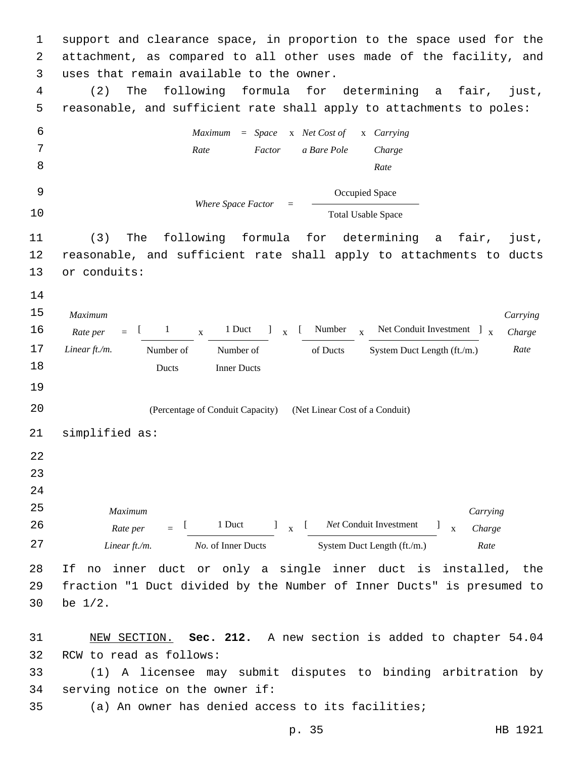support and clearance space, in proportion to the space used for the attachment, as compared to all other uses made of the facility, and uses that remain available to the owner.

(2) The following formula for determining a fair, just, reasonable, and sufficient rate shall apply to attachments to poles:

$$\text{Maximum Rate} = \text{Space Factor} \times \text{Net Cost of a Bare Pole} \times \text{Carrying Charge Rate}$$

$$\text{Where Space Factor} = \frac{\text{Occupied Space}}{\text{Total Usable Space}}$$

(3) The following formula for determining a fair, just, reasonable, and sufficient rate shall apply to attachments to ducts or conduits:

$$\text{Maximum Rate per Linear ft./m.} = \underbrace{\left[\frac{1}{\text{Number of Ducts}} \times \frac{\text{1 Duct}}{\text{Number of Inner Ducts}}\right]}_{\text{(Percentage of Conduit Capacity)}} \times \underbrace{\left[\frac{\text{Number of Ducts}}{1} \times \frac{\text{Net Conduit Investment}}{\text{System Duct Length (ft./m.)}}\right]}_{\text{(Net Linear Cost of a Conduit)}} \times \text{Carrying Charge Rate}$$

simplified as:

$$\text{Maximum Rate per Linear ft./m.} = \left[\frac{\text{1 Duct}}{\text{No. of Inner Ducts}}\right] \times \left[\frac{\text{Net Conduit Investment}}{\text{System Duct Length (ft./m.)}}\right] \times \text{Carrying Charge Rate}$$

If no inner duct or only a single inner duct is installed, the fraction "1 Duct divided by the Number of Inner Ducts" is presumed to be 1/2.

NEW SECTION. **Sec. 212.** A new section is added to chapter 54.04 RCW to read as follows:

(1) A licensee may submit disputes to binding arbitration by serving notice on the owner if:

(a) An owner has denied access to its facilities;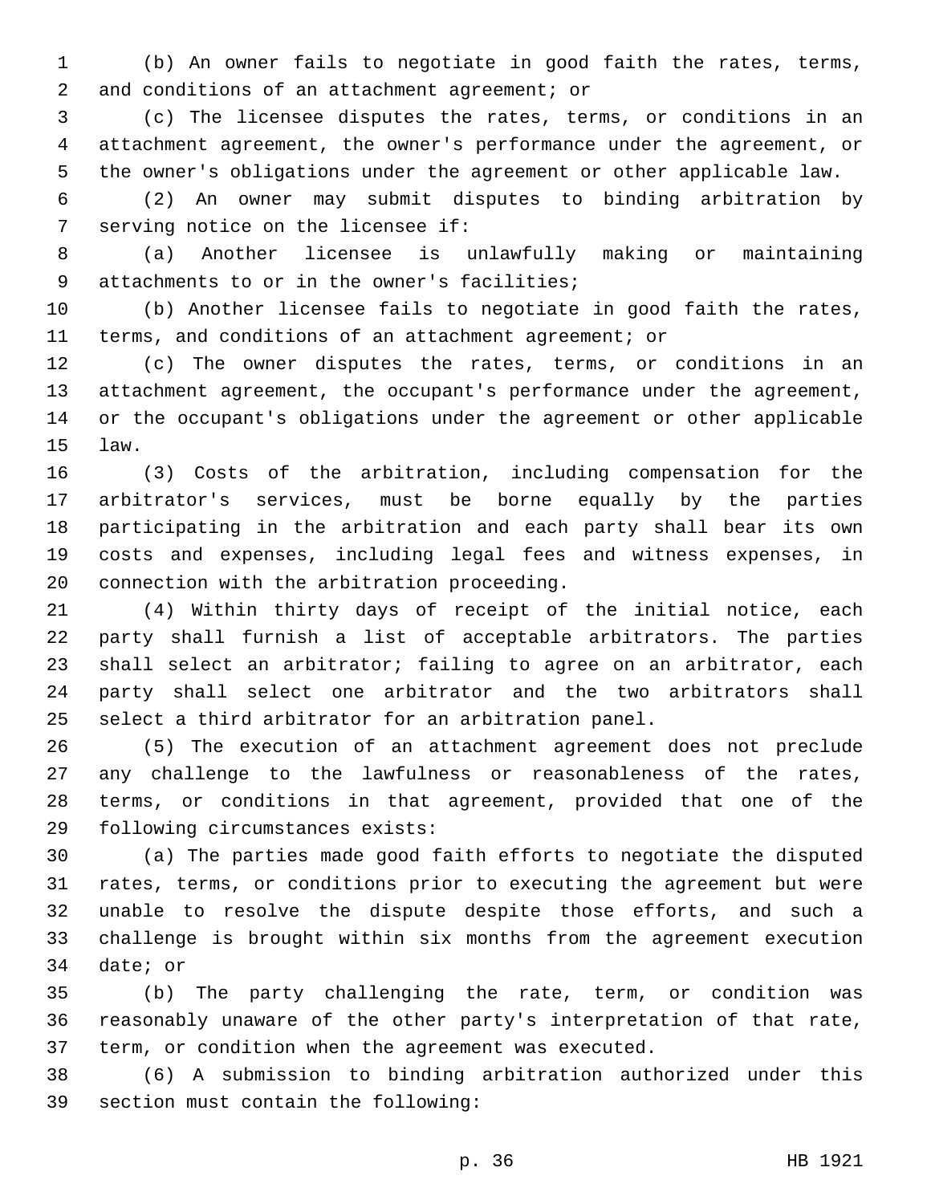(b) An owner fails to negotiate in good faith the rates, terms, and conditions of an attachment agreement; or

(c) The licensee disputes the rates, terms, or conditions in an attachment agreement, the owner's performance under the agreement, or the owner's obligations under the agreement or other applicable law.

(2) An owner may submit disputes to binding arbitration by serving notice on the licensee if:

(a) Another licensee is unlawfully making or maintaining attachments to or in the owner's facilities;

(b) Another licensee fails to negotiate in good faith the rates, terms, and conditions of an attachment agreement; or

(c) The owner disputes the rates, terms, or conditions in an attachment agreement, the occupant's performance under the agreement, or the occupant's obligations under the agreement or other applicable law.

(3) Costs of the arbitration, including compensation for the arbitrator's services, must be borne equally by the parties participating in the arbitration and each party shall bear its own costs and expenses, including legal fees and witness expenses, in connection with the arbitration proceeding.

(4) Within thirty days of receipt of the initial notice, each party shall furnish a list of acceptable arbitrators. The parties shall select an arbitrator; failing to agree on an arbitrator, each party shall select one arbitrator and the two arbitrators shall select a third arbitrator for an arbitration panel.

(5) The execution of an attachment agreement does not preclude any challenge to the lawfulness or reasonableness of the rates, terms, or conditions in that agreement, provided that one of the following circumstances exists:

(a) The parties made good faith efforts to negotiate the disputed rates, terms, or conditions prior to executing the agreement but were unable to resolve the dispute despite those efforts, and such a challenge is brought within six months from the agreement execution date; or

(b) The party challenging the rate, term, or condition was reasonably unaware of the other party's interpretation of that rate, term, or condition when the agreement was executed.

(6) A submission to binding arbitration authorized under this section must contain the following: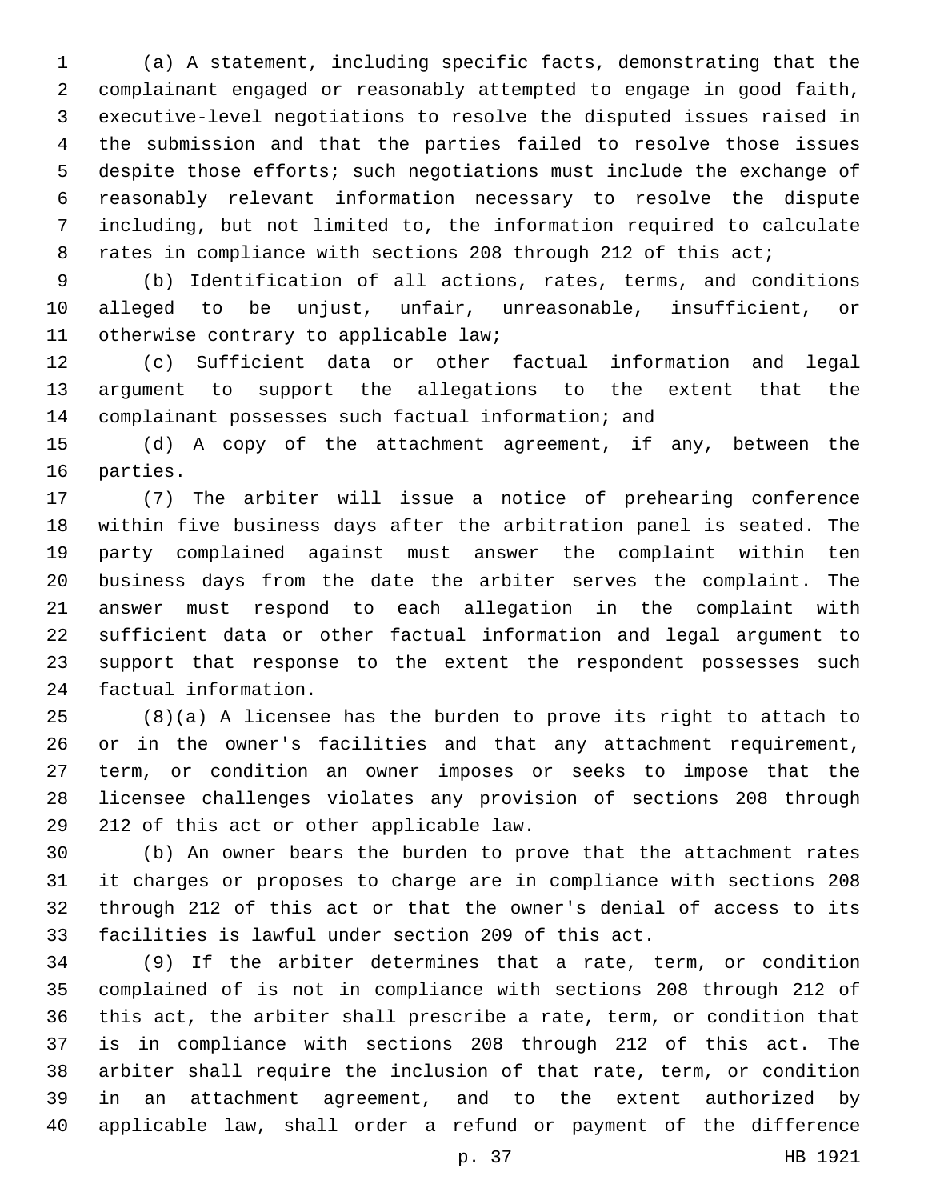(a) A statement, including specific facts, demonstrating that the complainant engaged or reasonably attempted to engage in good faith, executive-level negotiations to resolve the disputed issues raised in the submission and that the parties failed to resolve those issues despite those efforts; such negotiations must include the exchange of reasonably relevant information necessary to resolve the dispute including, but not limited to, the information required to calculate rates in compliance with sections 208 through 212 of this act;

(b) Identification of all actions, rates, terms, and conditions alleged to be unjust, unfair, unreasonable, insufficient, or otherwise contrary to applicable law;

(c) Sufficient data or other factual information and legal argument to support the allegations to the extent that the complainant possesses such factual information; and

(d) A copy of the attachment agreement, if any, between the parties.

(7) The arbiter will issue a notice of prehearing conference within five business days after the arbitration panel is seated. The party complained against must answer the complaint within ten business days from the date the arbiter serves the complaint. The answer must respond to each allegation in the complaint with sufficient data or other factual information and legal argument to support that response to the extent the respondent possesses such factual information.

(8)(a) A licensee has the burden to prove its right to attach to or in the owner's facilities and that any attachment requirement, term, or condition an owner imposes or seeks to impose that the licensee challenges violates any provision of sections 208 through 212 of this act or other applicable law.

(b) An owner bears the burden to prove that the attachment rates it charges or proposes to charge are in compliance with sections 208 through 212 of this act or that the owner's denial of access to its facilities is lawful under section 209 of this act.

(9) If the arbiter determines that a rate, term, or condition complained of is not in compliance with sections 208 through 212 of this act, the arbiter shall prescribe a rate, term, or condition that is in compliance with sections 208 through 212 of this act. The arbiter shall require the inclusion of that rate, term, or condition in an attachment agreement, and to the extent authorized by applicable law, shall order a refund or payment of the difference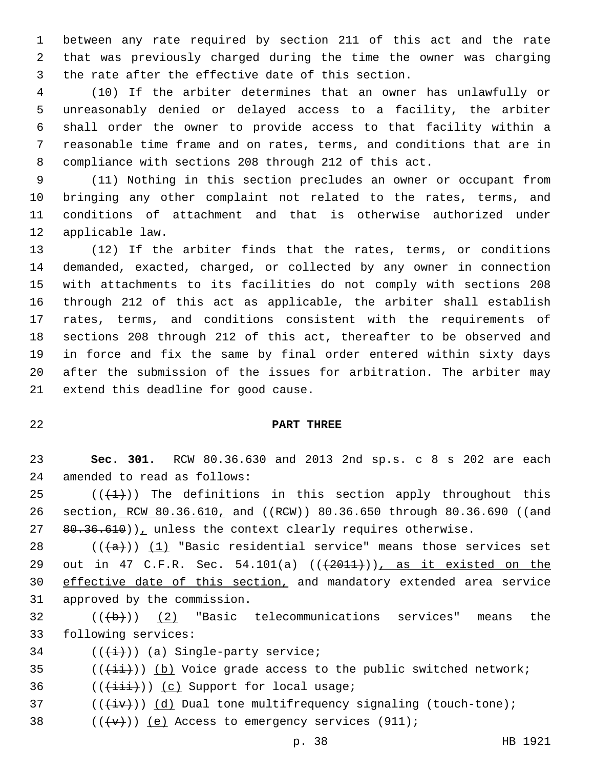between any rate required by section 211 of this act and the rate that was previously charged during the time the owner was charging the rate after the effective date of this section.

(10) If the arbiter determines that an owner has unlawfully or unreasonably denied or delayed access to a facility, the arbiter shall order the owner to provide access to that facility within a reasonable time frame and on rates, terms, and conditions that are in compliance with sections 208 through 212 of this act.

(11) Nothing in this section precludes an owner or occupant from bringing any other complaint not related to the rates, terms, and conditions of attachment and that is otherwise authorized under applicable law.

(12) If the arbiter finds that the rates, terms, or conditions demanded, exacted, charged, or collected by any owner in connection with attachments to its facilities do not comply with sections 208 through 212 of this act as applicable, the arbiter shall establish rates, terms, and conditions consistent with the requirements of sections 208 through 212 of this act, thereafter to be observed and in force and fix the same by final order entered within sixty days after the submission of the issues for arbitration. The arbiter may extend this deadline for good cause.

**PART THREE**

**Sec. 301.** RCW 80.36.630 and 2013 2nd sp.s. c 8 s 202 are each amended to read as follows:

(((1))) The definitions in this section apply throughout this section, RCW 80.36.610, and ((RCW)) 80.36.650 through 80.36.690 ((and 80.36.610)), unless the context clearly requires otherwise.

(((a))) (1) "Basic residential service" means those services set out in 47 C.F.R. Sec. 54.101(a) (((2011))), as it existed on the effective date of this section, and mandatory extended area service approved by the commission.

(((b))) (2) "Basic telecommunications services" means the following services:

(((i))) (a) Single-party service;

(((ii))) (b) Voice grade access to the public switched network;

(((iii))) (c) Support for local usage;

(((iv))) (d) Dual tone multifrequency signaling (touch-tone);

(((v))) (e) Access to emergency services (911);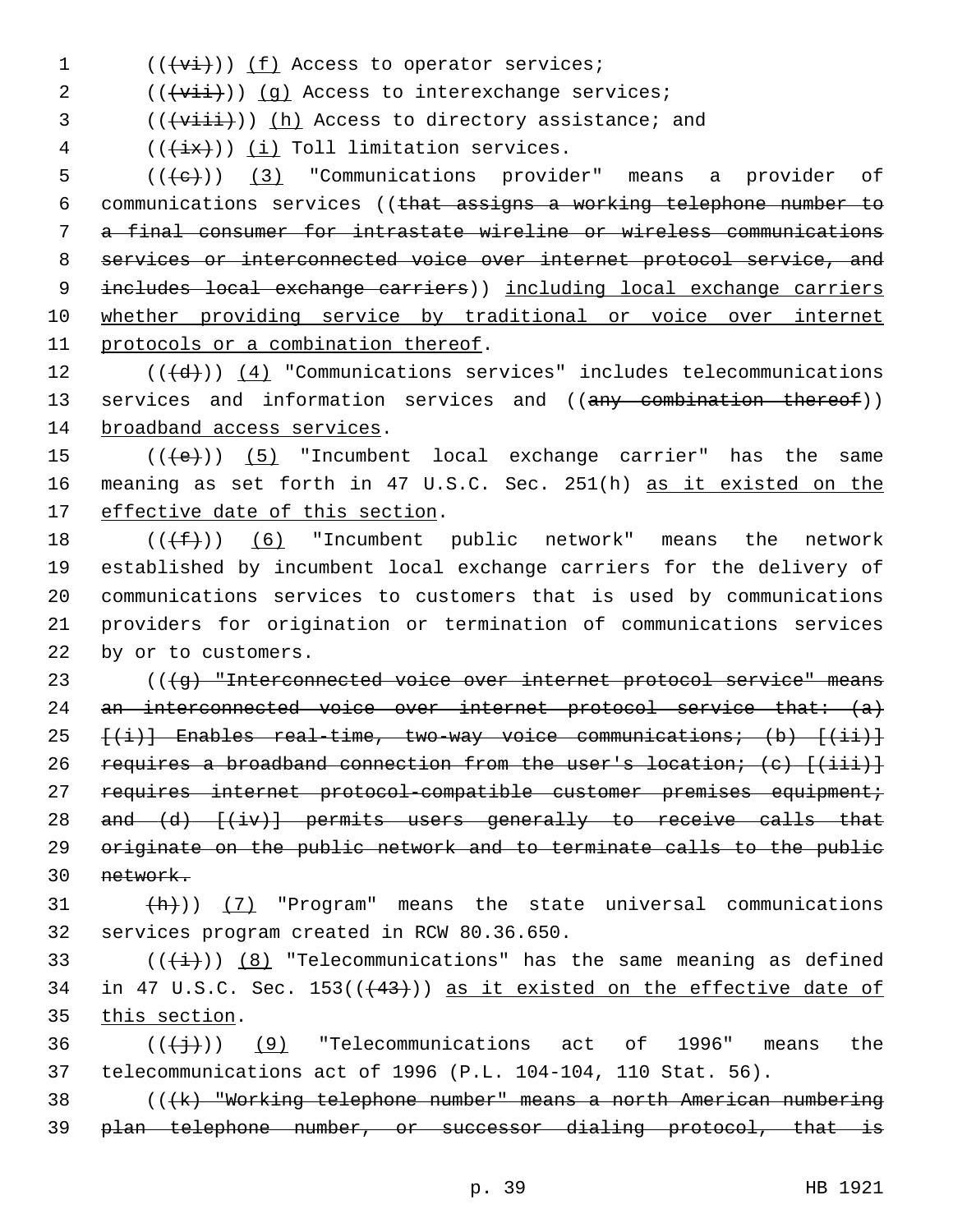(((vi))) (f) Access to operator services;

(((vii))) (g) Access to interexchange services;

(((viii))) (h) Access to directory assistance; and

(((ix))) (i) Toll limitation services.

(((c))) (3) "Communications provider" means a provider of communications services ((that assigns a working telephone number to a final consumer for intrastate wireline or wireless communications services or interconnected voice over internet protocol service, and includes local exchange carriers)) including local exchange carriers whether providing service by traditional or voice over internet protocols or a combination thereof.

(((d))) (4) "Communications services" includes telecommunications services and information services and ((any combination thereof)) broadband access services.

(((e))) (5) "Incumbent local exchange carrier" has the same meaning as set forth in 47 U.S.C. Sec. 251(h) as it existed on the effective date of this section.

(((f))) (6) "Incumbent public network" means the network established by incumbent local exchange carriers for the delivery of communications services to customers that is used by communications providers for origination or termination of communications services by or to customers.

(((g) "Interconnected voice over internet protocol service" means an interconnected voice over internet protocol service that: (a) [(i)] Enables real-time, two-way voice communications; (b) [(ii)] requires a broadband connection from the user's location; (c) [(iii)] requires internet protocol-compatible customer premises equipment; and (d) [(iv)] permits users generally to receive calls that originate on the public network and to terminate calls to the public network.

(h))) (7) "Program" means the state universal communications services program created in RCW 80.36.650.

(((i))) (8) "Telecommunications" has the same meaning as defined in 47 U.S.C. Sec. 153(((43))) as it existed on the effective date of this section.

(((j))) (9) "Telecommunications act of 1996" means the telecommunications act of 1996 (P.L. 104-104, 110 Stat. 56).

(((k) "Working telephone number" means a north American numbering plan telephone number, or successor dialing protocol, that is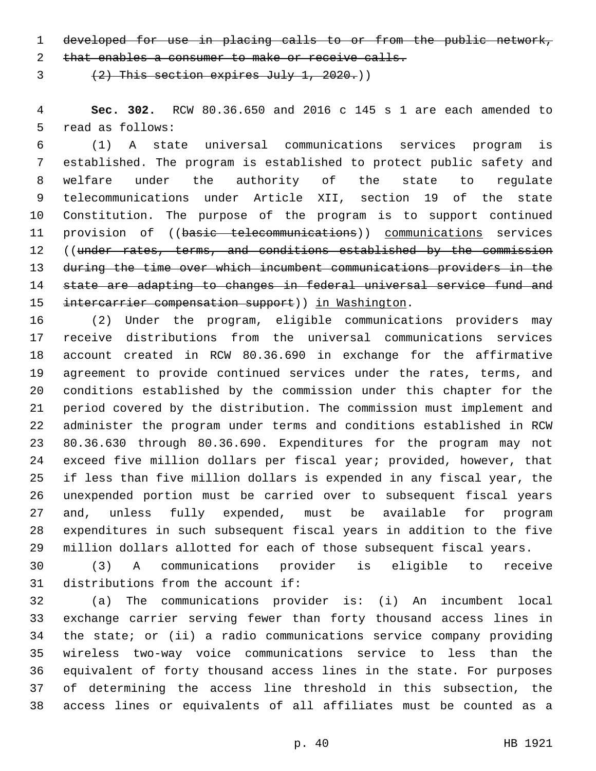~~developed for use in placing calls to or from the public network, that enables a consumer to make or receive calls.~~

~~(2) This section expires July 1, 2020.~~))

**Sec. 302.** RCW 80.36.650 and 2016 c 145 s 1 are each amended to read as follows:

(1) A state universal communications services program is established. The program is established to protect public safety and welfare under the authority of the state to regulate telecommunications under Article XII, section 19 of the state Constitution. The purpose of the program is to support continued provision of ((~~basic telecommunications~~)) <u>communications</u> services ((~~under rates, terms, and conditions established by the commission during the time over which incumbent communications providers in the state are adapting to changes in federal universal service fund and intercarrier compensation support~~)) <u>in Washington</u>.

(2) Under the program, eligible communications providers may receive distributions from the universal communications services account created in RCW 80.36.690 in exchange for the affirmative agreement to provide continued services under the rates, terms, and conditions established by the commission under this chapter for the period covered by the distribution. The commission must implement and administer the program under terms and conditions established in RCW 80.36.630 through 80.36.690. Expenditures for the program may not exceed five million dollars per fiscal year; provided, however, that if less than five million dollars is expended in any fiscal year, the unexpended portion must be carried over to subsequent fiscal years and, unless fully expended, must be available for program expenditures in such subsequent fiscal years in addition to the five million dollars allotted for each of those subsequent fiscal years.

(3) A communications provider is eligible to receive distributions from the account if:

(a) The communications provider is: (i) An incumbent local exchange carrier serving fewer than forty thousand access lines in the state; or (ii) a radio communications service company providing wireless two-way voice communications service to less than the equivalent of forty thousand access lines in the state. For purposes of determining the access line threshold in this subsection, the access lines or equivalents of all affiliates must be counted as a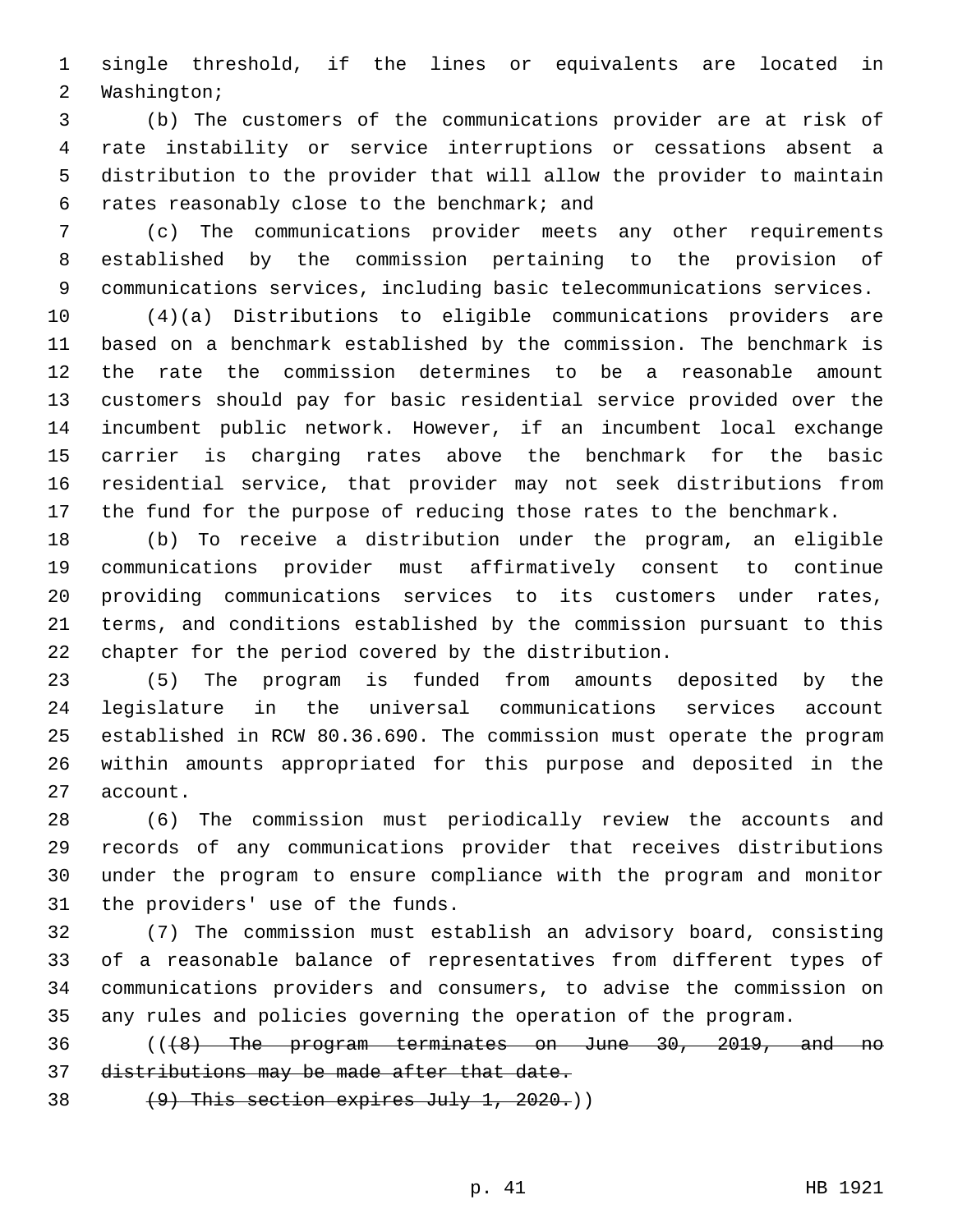single threshold, if the lines or equivalents are located in Washington;

(b) The customers of the communications provider are at risk of rate instability or service interruptions or cessations absent a distribution to the provider that will allow the provider to maintain rates reasonably close to the benchmark; and

(c) The communications provider meets any other requirements established by the commission pertaining to the provision of communications services, including basic telecommunications services.

(4)(a) Distributions to eligible communications providers are based on a benchmark established by the commission. The benchmark is the rate the commission determines to be a reasonable amount customers should pay for basic residential service provided over the incumbent public network. However, if an incumbent local exchange carrier is charging rates above the benchmark for the basic residential service, that provider may not seek distributions from the fund for the purpose of reducing those rates to the benchmark.

(b) To receive a distribution under the program, an eligible communications provider must affirmatively consent to continue providing communications services to its customers under rates, terms, and conditions established by the commission pursuant to this chapter for the period covered by the distribution.

(5) The program is funded from amounts deposited by the legislature in the universal communications services account established in RCW 80.36.690. The commission must operate the program within amounts appropriated for this purpose and deposited in the account.

(6) The commission must periodically review the accounts and records of any communications provider that receives distributions under the program to ensure compliance with the program and monitor the providers' use of the funds.

(7) The commission must establish an advisory board, consisting of a reasonable balance of representatives from different types of communications providers and consumers, to advise the commission on any rules and policies governing the operation of the program.

((~~(8) The program terminates on June 30, 2019, and no distributions may be made after that date.~~

~~(9) This section expires July 1, 2020.~~))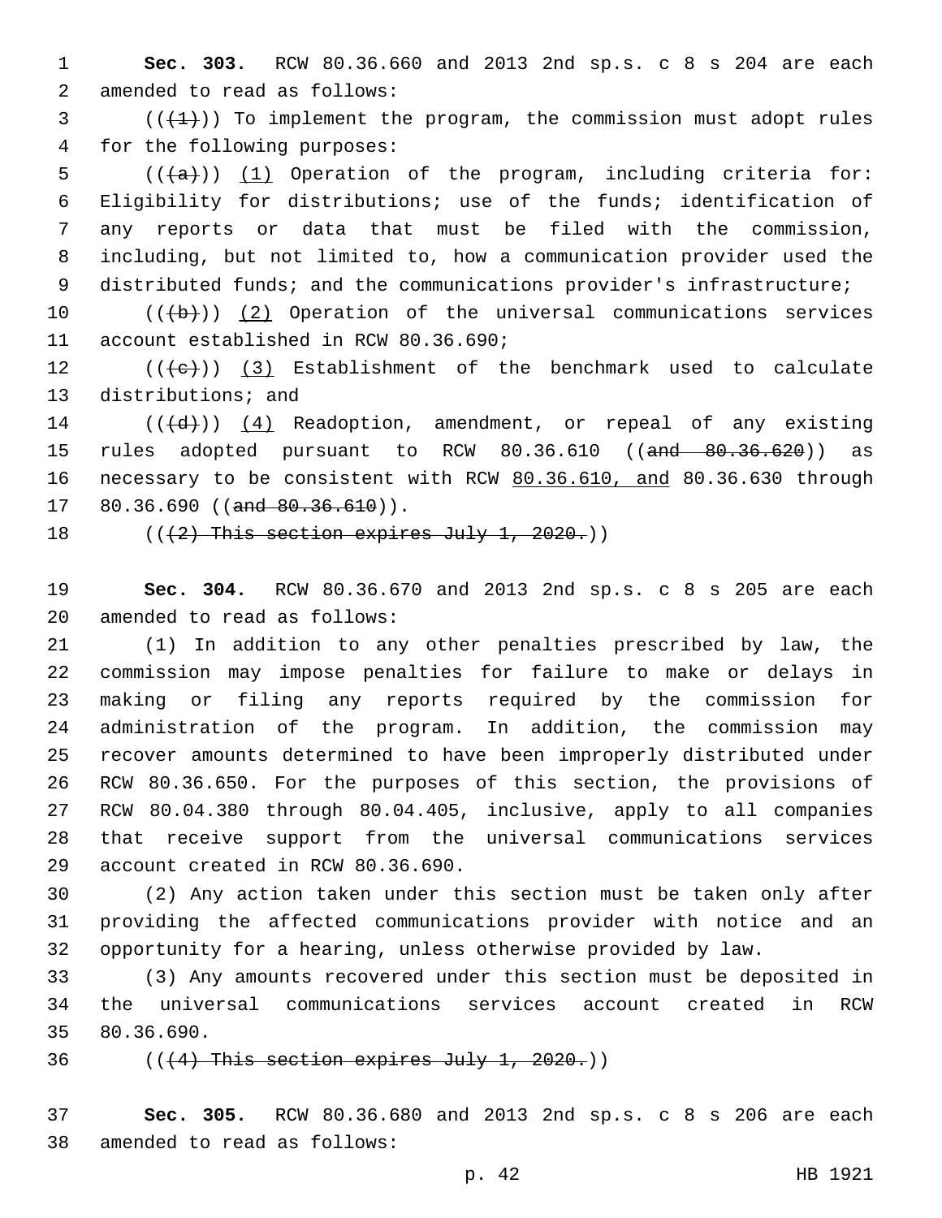**Sec. 303.** RCW 80.36.660 and 2013 2nd sp.s. c 8 s 204 are each amended to read as follows:

((~~(1)~~)) To implement the program, the commission must adopt rules for the following purposes:

((~~(a)~~)) <u>(1)</u> Operation of the program, including criteria for: Eligibility for distributions; use of the funds; identification of any reports or data that must be filed with the commission, including, but not limited to, how a communication provider used the distributed funds; and the communications provider's infrastructure;

((~~(b)~~)) <u>(2)</u> Operation of the universal communications services account established in RCW 80.36.690;

((~~(c)~~)) <u>(3)</u> Establishment of the benchmark used to calculate distributions; and

((~~(d)~~)) <u>(4)</u> Readoption, amendment, or repeal of any existing rules adopted pursuant to RCW 80.36.610 ((~~and 80.36.620~~)) as necessary to be consistent with RCW <u>80.36.610, and</u> 80.36.630 through 80.36.690 ((~~and 80.36.610~~)).

((~~(2) This section expires July 1, 2020.~~))

**Sec. 304.** RCW 80.36.670 and 2013 2nd sp.s. c 8 s 205 are each amended to read as follows:

(1) In addition to any other penalties prescribed by law, the commission may impose penalties for failure to make or delays in making or filing any reports required by the commission for administration of the program. In addition, the commission may recover amounts determined to have been improperly distributed under RCW 80.36.650. For the purposes of this section, the provisions of RCW 80.04.380 through 80.04.405, inclusive, apply to all companies that receive support from the universal communications services account created in RCW 80.36.690.

(2) Any action taken under this section must be taken only after providing the affected communications provider with notice and an opportunity for a hearing, unless otherwise provided by law.

(3) Any amounts recovered under this section must be deposited in the universal communications services account created in RCW 80.36.690.

((~~(4) This section expires July 1, 2020.~~))

**Sec. 305.** RCW 80.36.680 and 2013 2nd sp.s. c 8 s 206 are each amended to read as follows: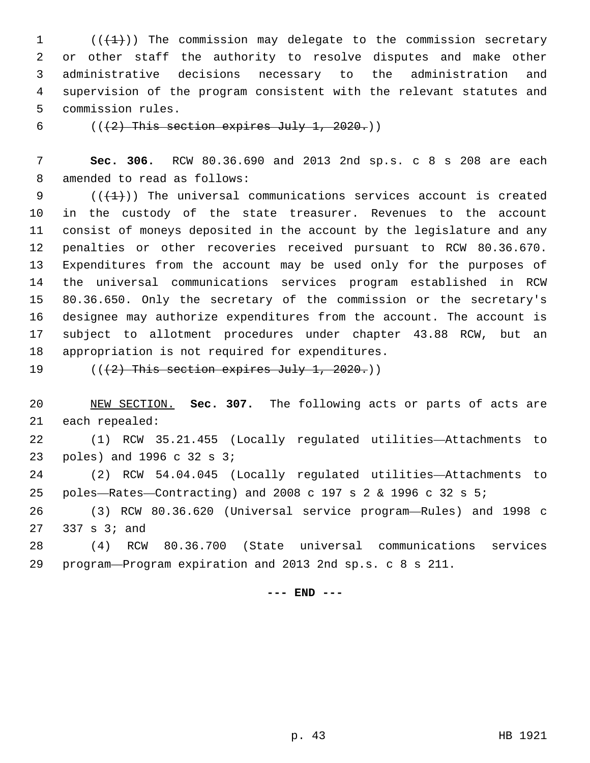((~~(1)~~)) The commission may delegate to the commission secretary or other staff the authority to resolve disputes and make other administrative decisions necessary to the administration and supervision of the program consistent with the relevant statutes and commission rules.

((~~(2) This section expires July 1, 2020.~~))

**Sec. 306.** RCW 80.36.690 and 2013 2nd sp.s. c 8 s 208 are each amended to read as follows:

((~~(1)~~)) The universal communications services account is created in the custody of the state treasurer. Revenues to the account consist of moneys deposited in the account by the legislature and any penalties or other recoveries received pursuant to RCW 80.36.670. Expenditures from the account may be used only for the purposes of the universal communications services program established in RCW 80.36.650. Only the secretary of the commission or the secretary's designee may authorize expenditures from the account. The account is subject to allotment procedures under chapter 43.88 RCW, but an appropriation is not required for expenditures.

((~~(2) This section expires July 1, 2020.~~))

NEW SECTION. **Sec. 307.** The following acts or parts of acts are each repealed:

(1) RCW 35.21.455 (Locally regulated utilities—Attachments to poles) and 1996 c 32 s 3;

(2) RCW 54.04.045 (Locally regulated utilities—Attachments to poles—Rates—Contracting) and 2008 c 197 s 2 & 1996 c 32 s 5;

(3) RCW 80.36.620 (Universal service program—Rules) and 1998 c 337 s 3; and

(4) RCW 80.36.700 (State universal communications services program—Program expiration and 2013 2nd sp.s. c 8 s 211.

**--- END ---**